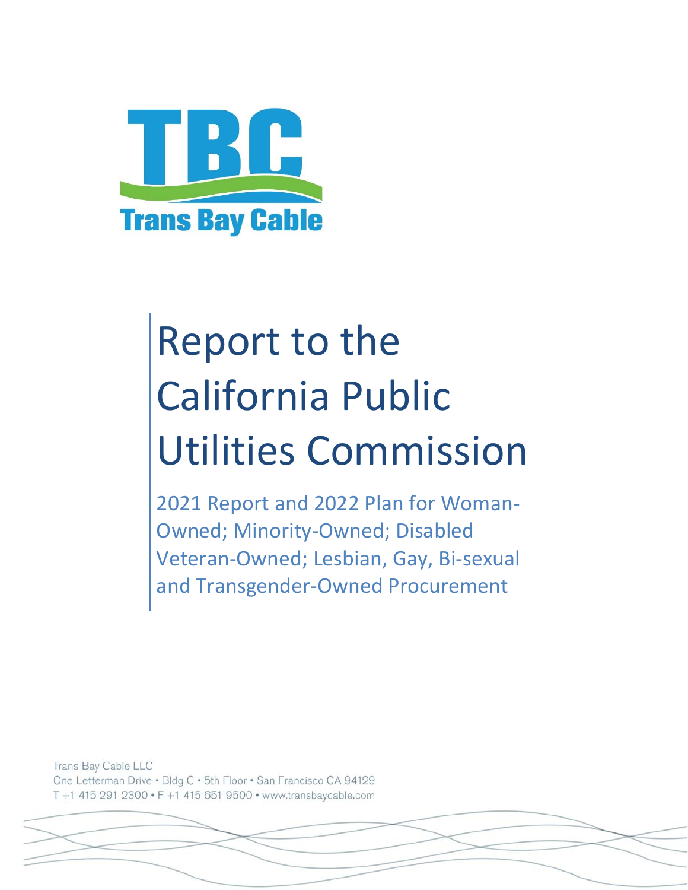TBC

Trans Bay Cable

# Report to the California Public Utilities Commission

## 2021 Report and 2022 Plan for Woman-Owned; Minority-Owned; Disabled Veteran-Owned; Lesbian, Gay, Bi-sexual and Transgender-Owned Procurement

Trans Bay Cable LLC
One Letterman Drive • Bldg C • 5th Floor • San Francisco CA 94129
T +1 415 291 2300 • F +1 415 651 9500 • www.transbaycable.com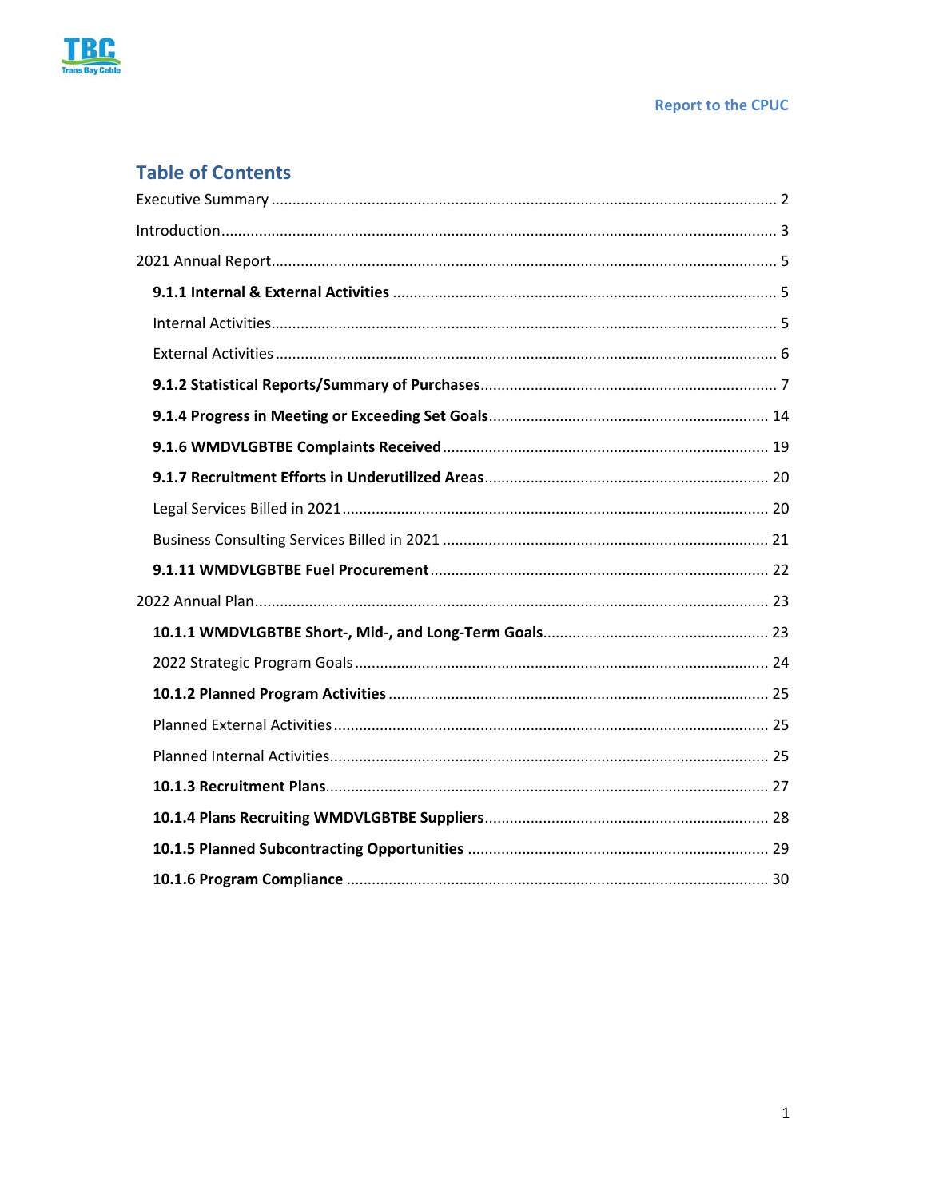## Table of Contents

Executive Summary ........ 2

Introduction ........ 3

2021 Annual Report ........ 5

- **9.1.1 Internal & External Activities** ........ 5
  - Internal Activities ........ 5
  - External Activities ........ 6
- **9.1.2 Statistical Reports/Summary of Purchases** ........ 7
- **9.1.4 Progress in Meeting or Exceeding Set Goals** ........ 14
- **9.1.6 WMDVLGBTBE Complaints Received** ........ 19
- **9.1.7 Recruitment Efforts in Underutilized Areas** ........ 20
  - Legal Services Billed in 2021 ........ 20
  - Business Consulting Services Billed in 2021 ........ 21
- **9.1.11 WMDVLGBTBE Fuel Procurement** ........ 22

2022 Annual Plan ........ 23

- **10.1.1 WMDVLGBTBE Short-, Mid-, and Long-Term Goals** ........ 23
  - 2022 Strategic Program Goals ........ 24
- **10.1.2 Planned Program Activities** ........ 25
  - Planned External Activities ........ 25
  - Planned Internal Activities ........ 25
- **10.1.3 Recruitment Plans** ........ 27
- **10.1.4 Plans Recruiting WMDVLGBTBE Suppliers** ........ 28
- **10.1.5 Planned Subcontracting Opportunities** ........ 29
- **10.1.6 Program Compliance** ........ 30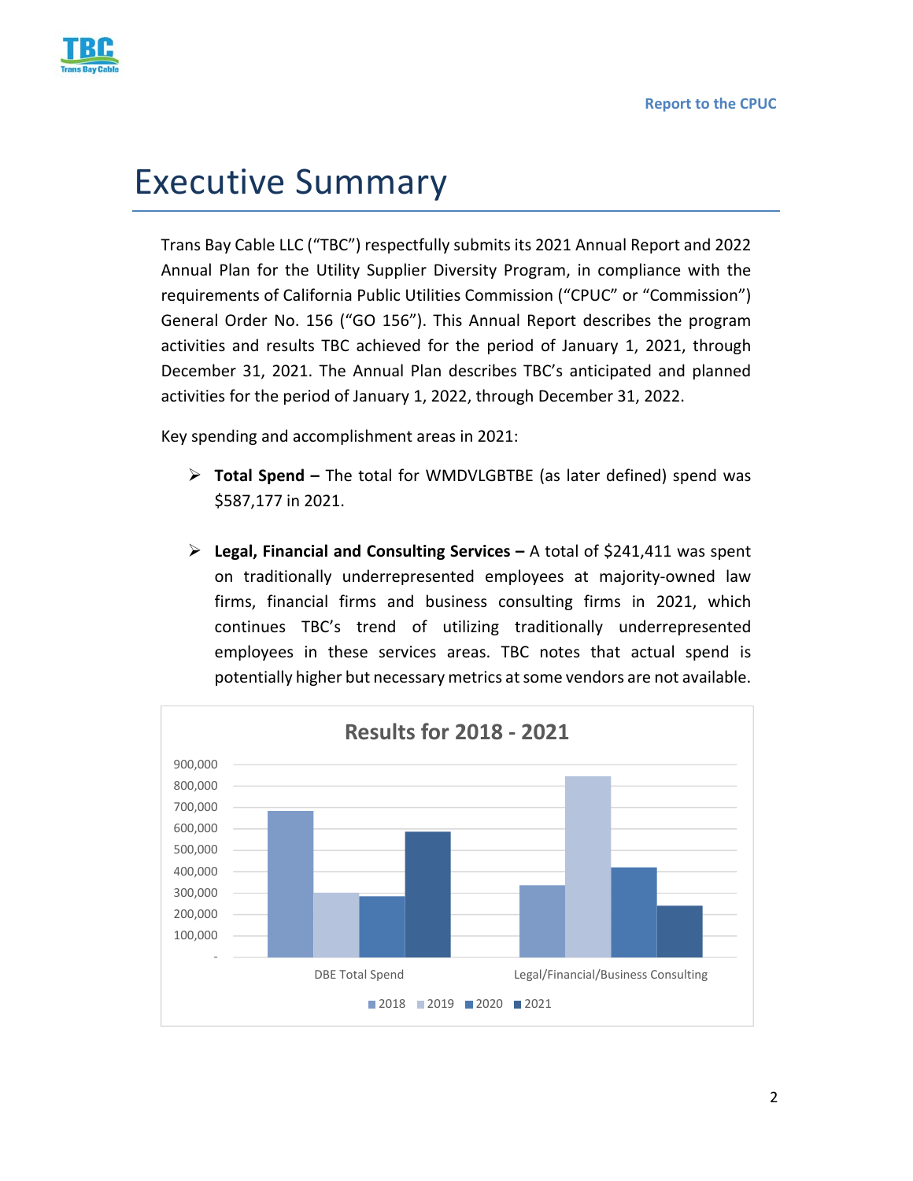# Executive Summary

Trans Bay Cable LLC ("TBC") respectfully submits its 2021 Annual Report and 2022 Annual Plan for the Utility Supplier Diversity Program, in compliance with the requirements of California Public Utilities Commission ("CPUC" or "Commission") General Order No. 156 ("GO 156"). This Annual Report describes the program activities and results TBC achieved for the period of January 1, 2021, through December 31, 2021. The Annual Plan describes TBC's anticipated and planned activities for the period of January 1, 2022, through December 31, 2022.

Key spending and accomplishment areas in 2021:

- **Total Spend –** The total for WMDVLGBTBE (as later defined) spend was $587,177 in 2021.

- **Legal, Financial and Consulting Services –** A total of $241,411 was spent on traditionally underrepresented employees at majority-owned law firms, financial firms and business consulting firms in 2021, which continues TBC's trend of utilizing traditionally underrepresented employees in these services areas. TBC notes that actual spend is potentially higher but necessary metrics at some vendors are not available.

**Results for 2018 - 2021**

Bar chart with y-axis from 0 to 900,000; categories: DBE Total Spend, Legal/Financial/Business Consulting; series: 2018, 2019, 2020, 2021.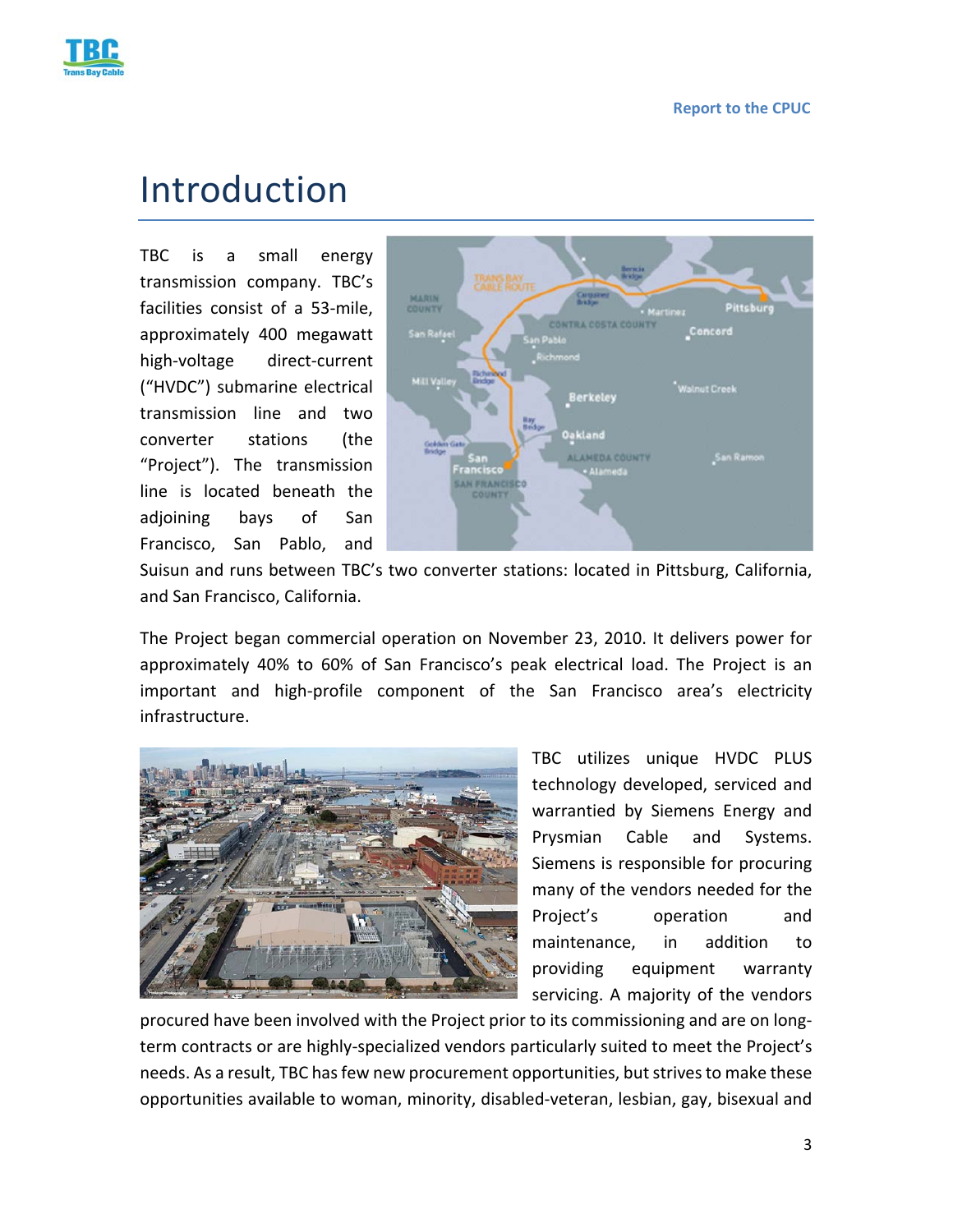# Introduction

TBC is a small energy transmission company. TBC's facilities consist of a 53-mile, approximately 400 megawatt high-voltage direct-current ("HVDC") submarine electrical transmission line and two converter stations (the "Project"). The transmission line is located beneath the adjoining bays of San Francisco, San Pablo, and Suisun and runs between TBC's two converter stations: located in Pittsburg, California, and San Francisco, California.

The Project began commercial operation on November 23, 2010. It delivers power for approximately 40% to 60% of San Francisco's peak electrical load. The Project is an important and high-profile component of the San Francisco area's electricity infrastructure.

TBC utilizes unique HVDC PLUS technology developed, serviced and warranted by Siemens Energy and Prysmian Cable and Systems. Siemens is responsible for procuring many of the vendors needed for the Project's operation and maintenance, in addition to providing equipment warranty servicing. A majority of the vendors procured have been involved with the Project prior to its commissioning and are on long-term contracts or are highly-specialized vendors particularly suited to meet the Project's needs. As a result, TBC has few new procurement opportunities, but strives to make these opportunities available to woman, minority, disabled-veteran, lesbian, gay, bisexual and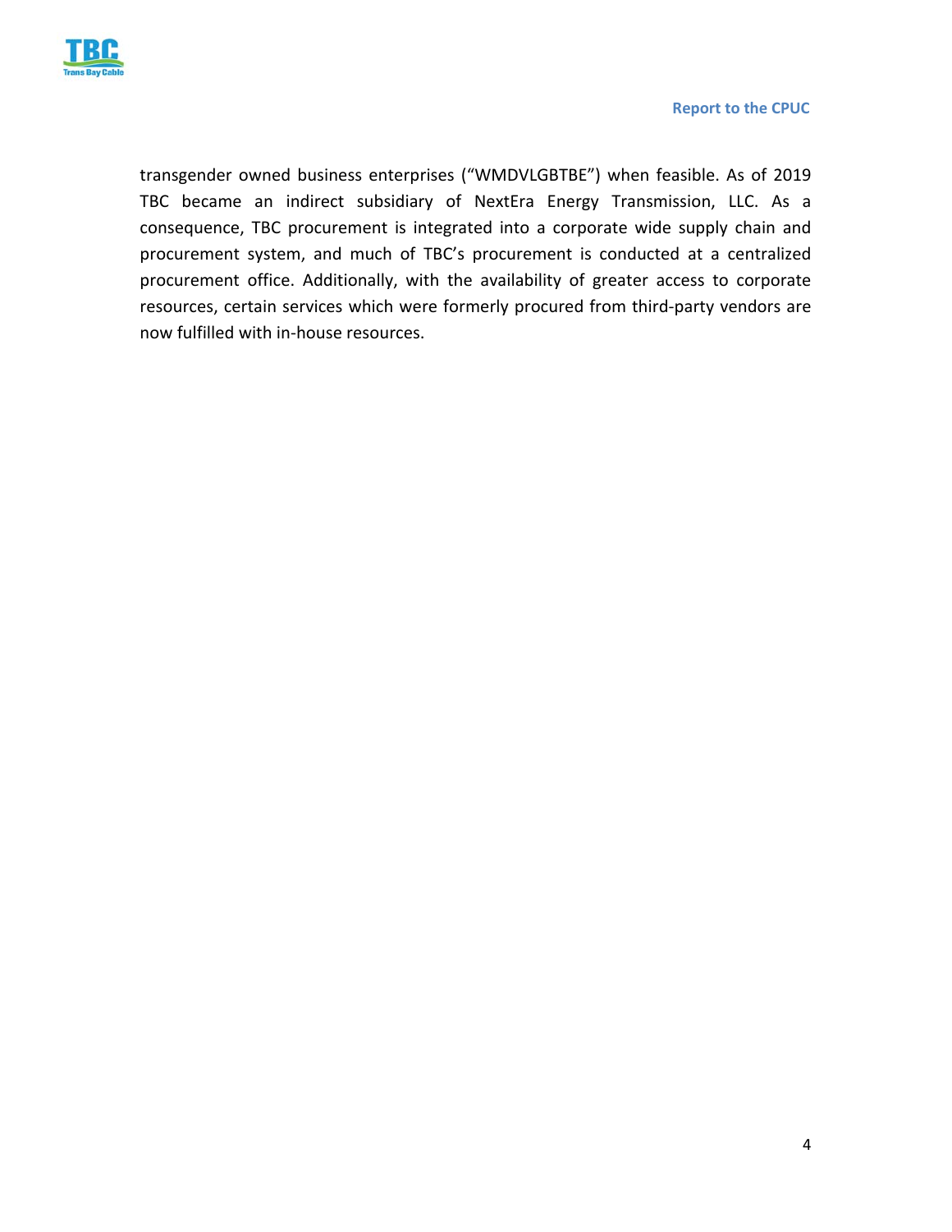transgender owned business enterprises ("WMDVLGBTBE") when feasible. As of 2019 TBC became an indirect subsidiary of NextEra Energy Transmission, LLC. As a consequence, TBC procurement is integrated into a corporate wide supply chain and procurement system, and much of TBC's procurement is conducted at a centralized procurement office. Additionally, with the availability of greater access to corporate resources, certain services which were formerly procured from third-party vendors are now fulfilled with in-house resources.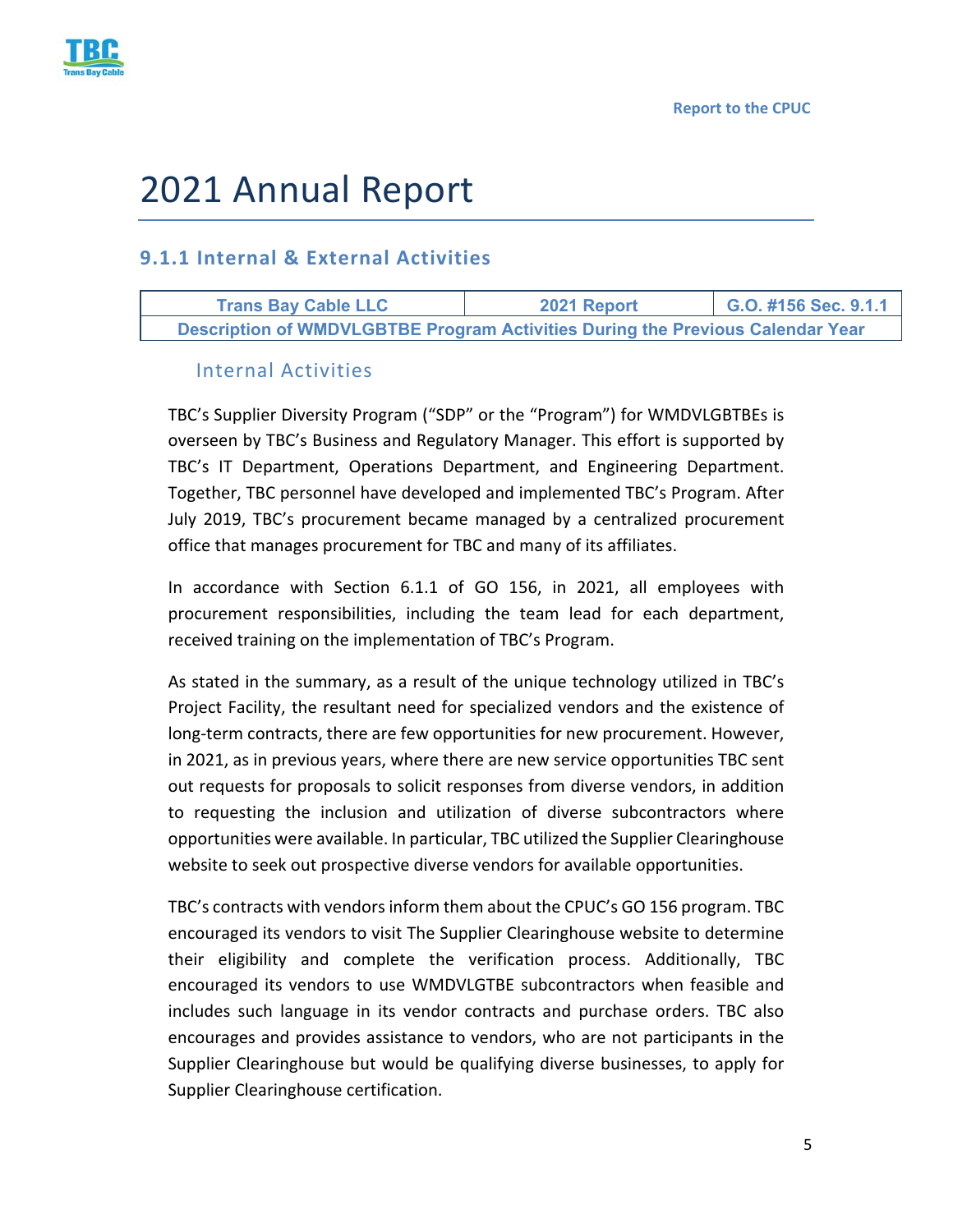# 2021 Annual Report

## 9.1.1 Internal & External Activities

| Trans Bay Cable LLC | 2021 Report | G.O. #156 Sec. 9.1.1 |
| --- | --- | --- |
| Description of WMDVLGBTBE Program Activities During the Previous Calendar Year | | |

### Internal Activities

TBC's Supplier Diversity Program ("SDP" or the "Program") for WMDVLGBTBEs is overseen by TBC's Business and Regulatory Manager. This effort is supported by TBC's IT Department, Operations Department, and Engineering Department. Together, TBC personnel have developed and implemented TBC's Program. After July 2019, TBC's procurement became managed by a centralized procurement office that manages procurement for TBC and many of its affiliates.

In accordance with Section 6.1.1 of GO 156, in 2021, all employees with procurement responsibilities, including the team lead for each department, received training on the implementation of TBC's Program.

As stated in the summary, as a result of the unique technology utilized in TBC's Project Facility, the resultant need for specialized vendors and the existence of long-term contracts, there are few opportunities for new procurement. However, in 2021, as in previous years, where there are new service opportunities TBC sent out requests for proposals to solicit responses from diverse vendors, in addition to requesting the inclusion and utilization of diverse subcontractors where opportunities were available. In particular, TBC utilized the Supplier Clearinghouse website to seek out prospective diverse vendors for available opportunities.

TBC's contracts with vendors inform them about the CPUC's GO 156 program. TBC encouraged its vendors to visit The Supplier Clearinghouse website to determine their eligibility and complete the verification process. Additionally, TBC encouraged its vendors to use WMDVLGTBE subcontractors when feasible and includes such language in its vendor contracts and purchase orders. TBC also encourages and provides assistance to vendors, who are not participants in the Supplier Clearinghouse but would be qualifying diverse businesses, to apply for Supplier Clearinghouse certification.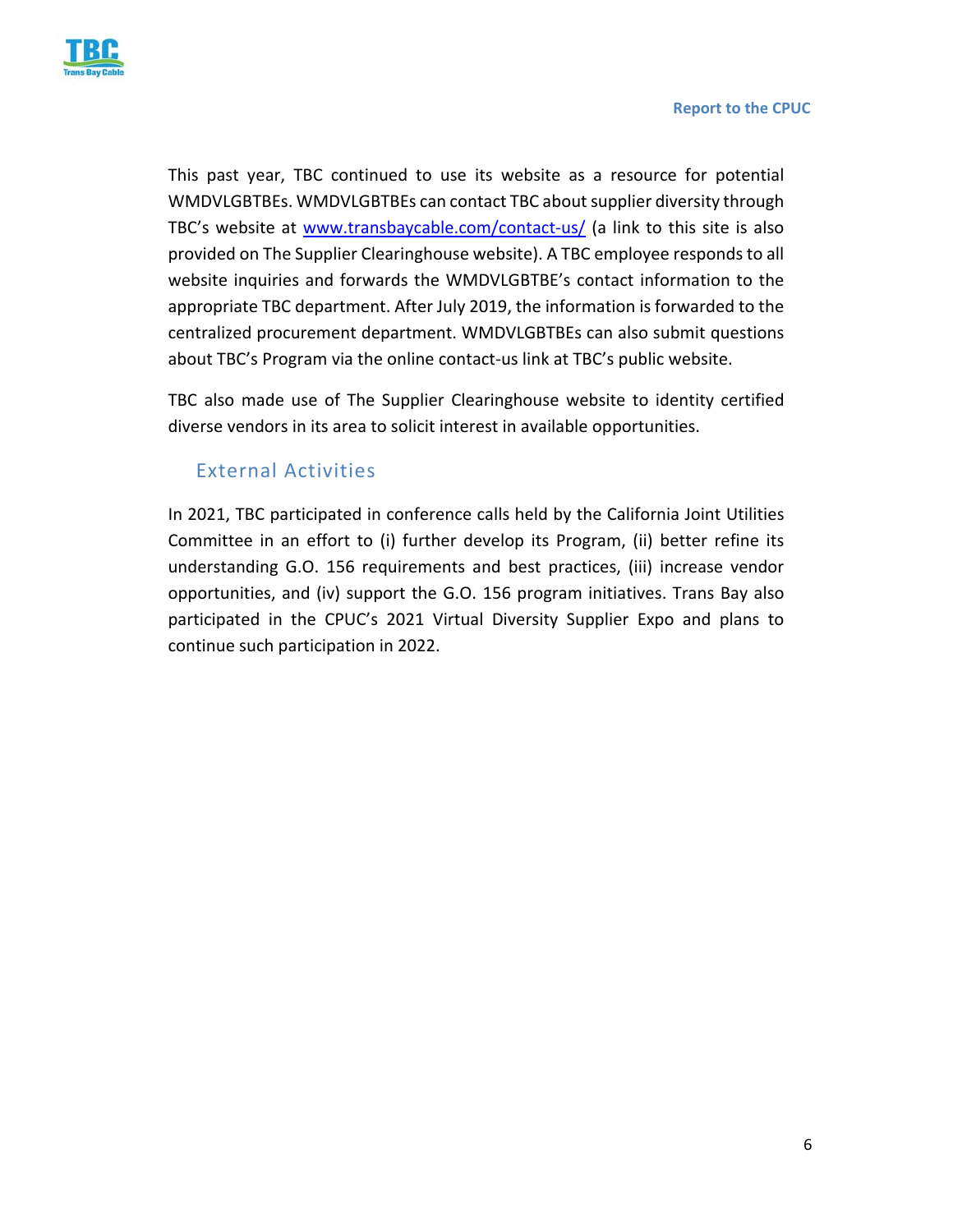This past year, TBC continued to use its website as a resource for potential WMDVLGBTBEs. WMDVLGBTBEs can contact TBC about supplier diversity through TBC's website at [www.transbaycable.com/contact-us/](www.transbaycable.com/contact-us/) (a link to this site is also provided on The Supplier Clearinghouse website). A TBC employee responds to all website inquiries and forwards the WMDVLGBTBE's contact information to the appropriate TBC department. After July 2019, the information is forwarded to the centralized procurement department. WMDVLGBTBEs can also submit questions about TBC's Program via the online contact-us link at TBC's public website.

TBC also made use of The Supplier Clearinghouse website to identity certified diverse vendors in its area to solicit interest in available opportunities.

### External Activities

In 2021, TBC participated in conference calls held by the California Joint Utilities Committee in an effort to (i) further develop its Program, (ii) better refine its understanding G.O. 156 requirements and best practices, (iii) increase vendor opportunities, and (iv) support the G.O. 156 program initiatives. Trans Bay also participated in the CPUC's 2021 Virtual Diversity Supplier Expo and plans to continue such participation in 2022.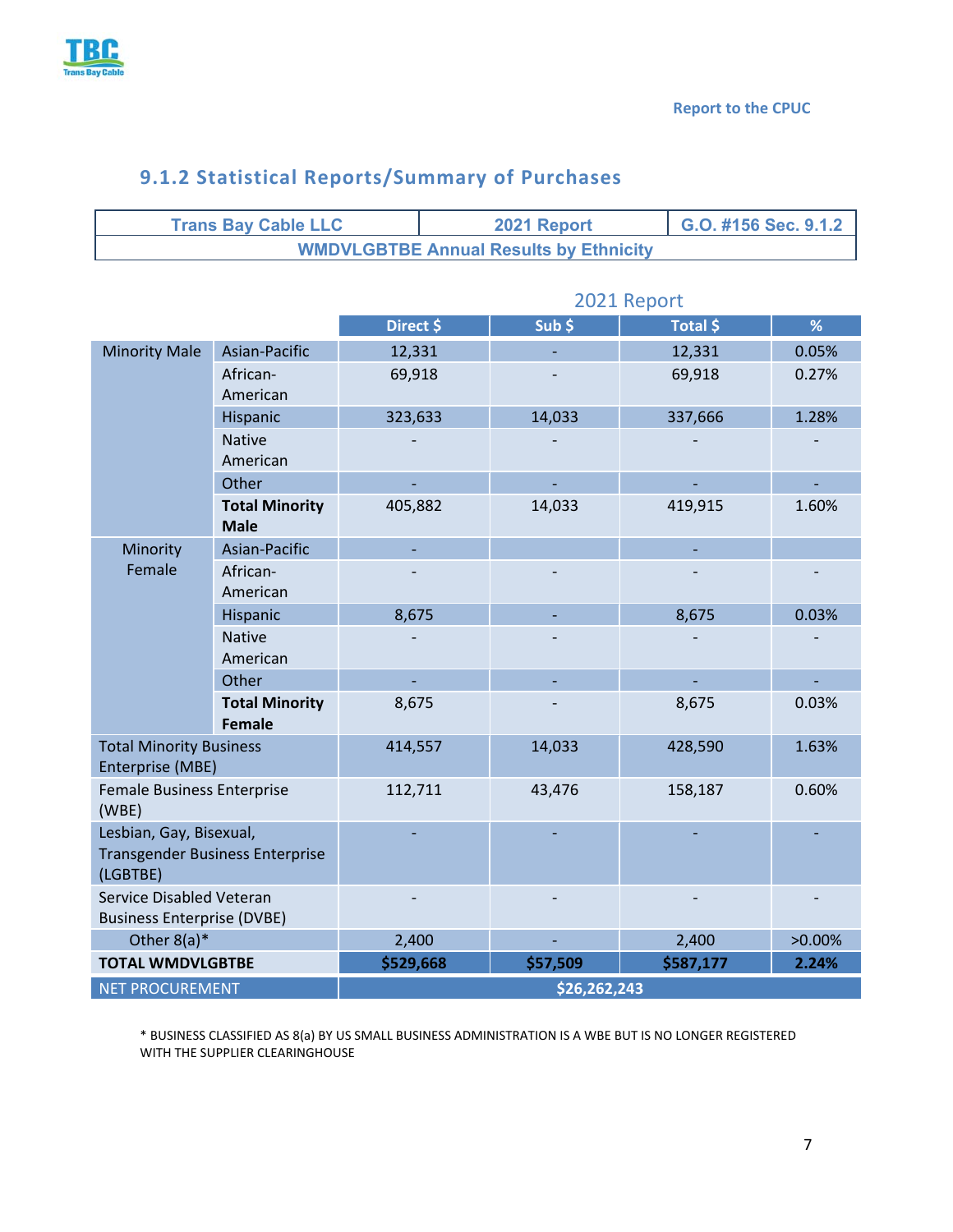Report to the CPUC

## 9.1.2 Statistical Reports/Summary of Purchases

| Trans Bay Cable LLC | 2021 Report | G.O. #156 Sec. 9.1.2 |
|---|---|---|
| WMDVLGBTBE Annual Results by Ethnicity | | |

2021 Report

| | | Direct $ | Sub $ | Total $ | % |
|---|---|---|---|---|---|
| Minority Male | Asian-Pacific | 12,331 | - | 12,331 | 0.05% |
| | African-American | 69,918 | - | 69,918 | 0.27% |
| | Hispanic | 323,633 | 14,033 | 337,666 | 1.28% |
| | Native American | - | - | - | - |
| | Other | - | - | - | - |
| | **Total Minority Male** | 405,882 | 14,033 | 419,915 | 1.60% |
| Minority Female | Asian-Pacific | - | | - | |
| | African-American | - | - | - | - |
| | Hispanic | 8,675 | - | 8,675 | 0.03% |
| | Native American | - | - | - | - |
| | Other | - | - | - | - |
| | **Total Minority Female** | 8,675 | - | 8,675 | 0.03% |
| Total Minority Business Enterprise (MBE) | | 414,557 | 14,033 | 428,590 | 1.63% |
| Female Business Enterprise (WBE) | | 112,711 | 43,476 | 158,187 | 0.60% |
| Lesbian, Gay, Bisexual, Transgender Business Enterprise (LGBTBE) | | - | - | - | - |
| Service Disabled Veteran Business Enterprise (DVBE) | | - | - | - | - |
| Other 8(a)* | | 2,400 | - | 2,400 | >0.00% |
| **TOTAL WMDVLGBTBE** | | **$529,668** | **$57,509** | **$587,177** | **2.24%** |
| NET PROCUREMENT | | **$26,262,243** | | | |

\* BUSINESS CLASSIFIED AS 8(a) BY US SMALL BUSINESS ADMINISTRATION IS A WBE BUT IS NO LONGER REGISTERED WITH THE SUPPLIER CLEARINGHOUSE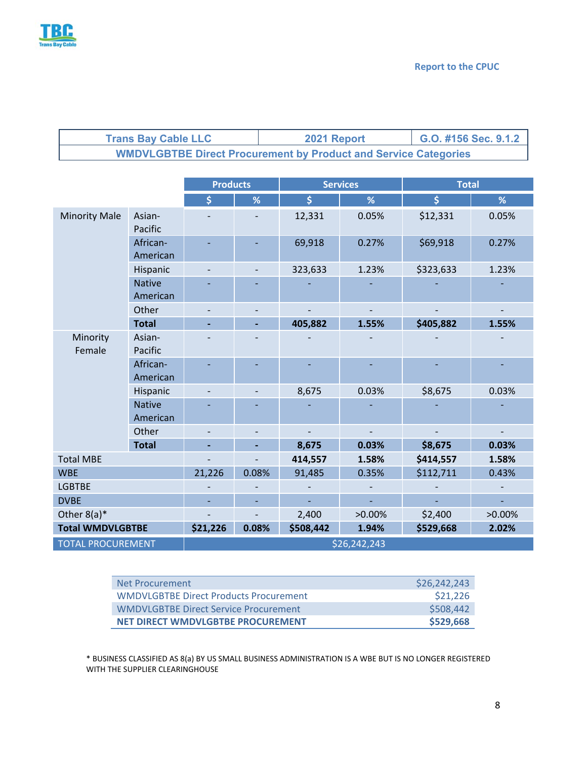Report to the CPUC

| Trans Bay Cable LLC | 2021 Report | G.O. #156 Sec. 9.1.2 |
|---|---|---|
| WMDVLGBTBE Direct Procurement by Product and Service Categories | | |

| | | Products | | Services | | Total | |
|---|---|---|---|---|---|---|---|
| | | $ | % | $ | % | $ | % |
| Minority Male | Asian-Pacific | - | - | 12,331 | 0.05% | $12,331 | 0.05% |
| | African-American | - | - | 69,918 | 0.27% | $69,918 | 0.27% |
| | Hispanic | - | - | 323,633 | 1.23% | $323,633 | 1.23% |
| | Native American | - | - | - | - | - | - |
| | Other | - | - | - | - | - | - |
| | **Total** | **-** | **-** | **405,882** | **1.55%** | **$405,882** | **1.55%** |
| Minority Female | Asian-Pacific | - | - | - | - | - | - |
| | African-American | - | - | - | - | - | - |
| | Hispanic | - | - | 8,675 | 0.03% | $8,675 | 0.03% |
| | Native American | - | - | - | - | - | - |
| | Other | - | - | - | - | - | - |
| | **Total** | **-** | **-** | **8,675** | **0.03%** | **$8,675** | **0.03%** |
| Total MBE | | - | - | **414,557** | **1.58%** | **$414,557** | **1.58%** |
| WBE | | 21,226 | 0.08% | 91,485 | 0.35% | $112,711 | 0.43% |
| LGBTBE | | - | - | - | - | - | - |
| DVBE | | - | - | - | - | - | - |
| Other 8(a)* | | - | - | 2,400 | >0.00% | $2,400 | >0.00% |
| **Total WMDVLGBTBE** | | **$21,226** | **0.08%** | **$508,442** | **1.94%** | **$529,668** | **2.02%** |
| TOTAL PROCUREMENT | | $26,242,243 | | | | | |

| | |
|---|---|
| Net Procurement | $26,242,243 |
| WMDVLGBTBE Direct Products Procurement | $21,226 |
| WMDVLGBTBE Direct Service Procurement | $508,442 |
| **NET DIRECT WMDVLGBTBE PROCUREMENT** | **$529,668** |

* BUSINESS CLASSIFIED AS 8(a) BY US SMALL BUSINESS ADMINISTRATION IS A WBE BUT IS NO LONGER REGISTERED WITH THE SUPPLIER CLEARINGHOUSE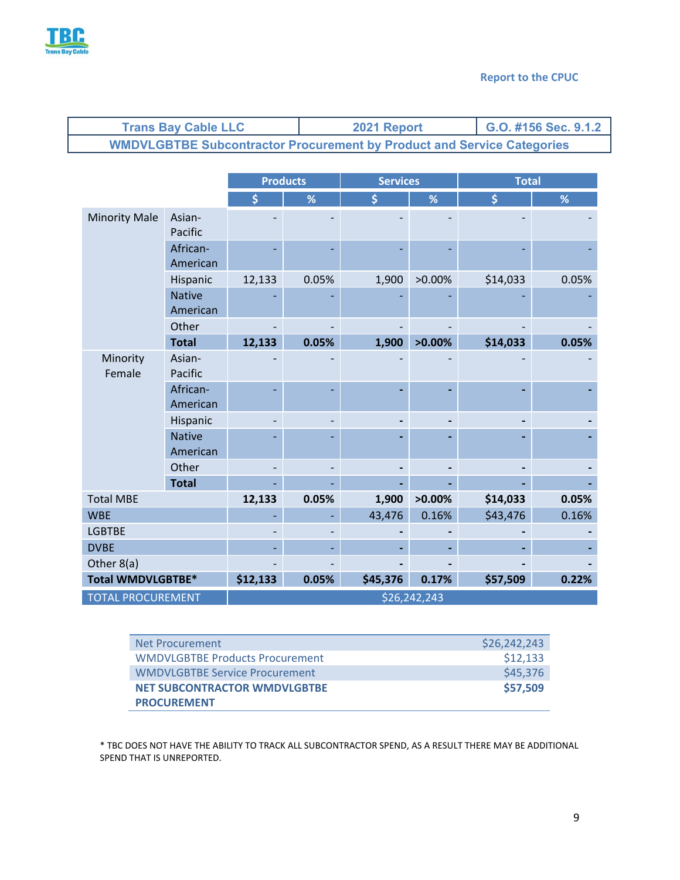Report to the CPUC

| Trans Bay Cable LLC | 2021 Report | G.O. #156 Sec. 9.1.2 |
|---|---|---|
| WMDVLGBTBE Subcontractor Procurement by Product and Service Categories | | |

| | | Products | | Services | | Total | |
|---|---|---|---|---|---|---|---|
| | | $ | % | $ | % | $ | % |
| Minority Male | Asian-Pacific | - | - | - | - | - | - |
| | African-American | - | - | - | - | - | - |
| | Hispanic | 12,133 | 0.05% | 1,900 | >0.00% | $14,033 | 0.05% |
| | Native American | - | - | - | - | - | - |
| | Other | - | - | - | - | - | - |
| | **Total** | **12,133** | **0.05%** | **1,900** | **>0.00%** | **$14,033** | **0.05%** |
| Minority Female | Asian-Pacific | - | - | - | - | - | - |
| | African-American | - | - | - | - | - | - |
| | Hispanic | - | - | - | - | - | - |
| | Native American | - | - | - | - | - | - |
| | Other | - | - | - | - | - | - |
| | **Total** | - | - | - | - | - | - |
| Total MBE | | **12,133** | **0.05%** | **1,900** | **>0.00%** | **$14,033** | **0.05%** |
| WBE | | - | - | 43,476 | 0.16% | $43,476 | 0.16% |
| LGBTBE | | - | - | - | - | - | - |
| DVBE | | - | - | - | - | - | - |
| Other 8(a) | | - | - | - | - | - | - |
| **Total WMDVLGBTBE*** | | **$12,133** | **0.05%** | **$45,376** | **0.17%** | **$57,509** | **0.22%** |
| TOTAL PROCUREMENT | | $26,242,243 | | | | | |

| | |
|---|---|
| Net Procurement | $26,242,243 |
| WMDVLGBTBE Products Procurement | $12,133 |
| WMDVLGBTBE Service Procurement | $45,376 |
| **NET SUBCONTRACTOR WMDVLGBTBE PROCUREMENT** | **$57,509** |

* TBC DOES NOT HAVE THE ABILITY TO TRACK ALL SUBCONTRACTOR SPEND, AS A RESULT THERE MAY BE ADDITIONAL SPEND THAT IS UNREPORTED.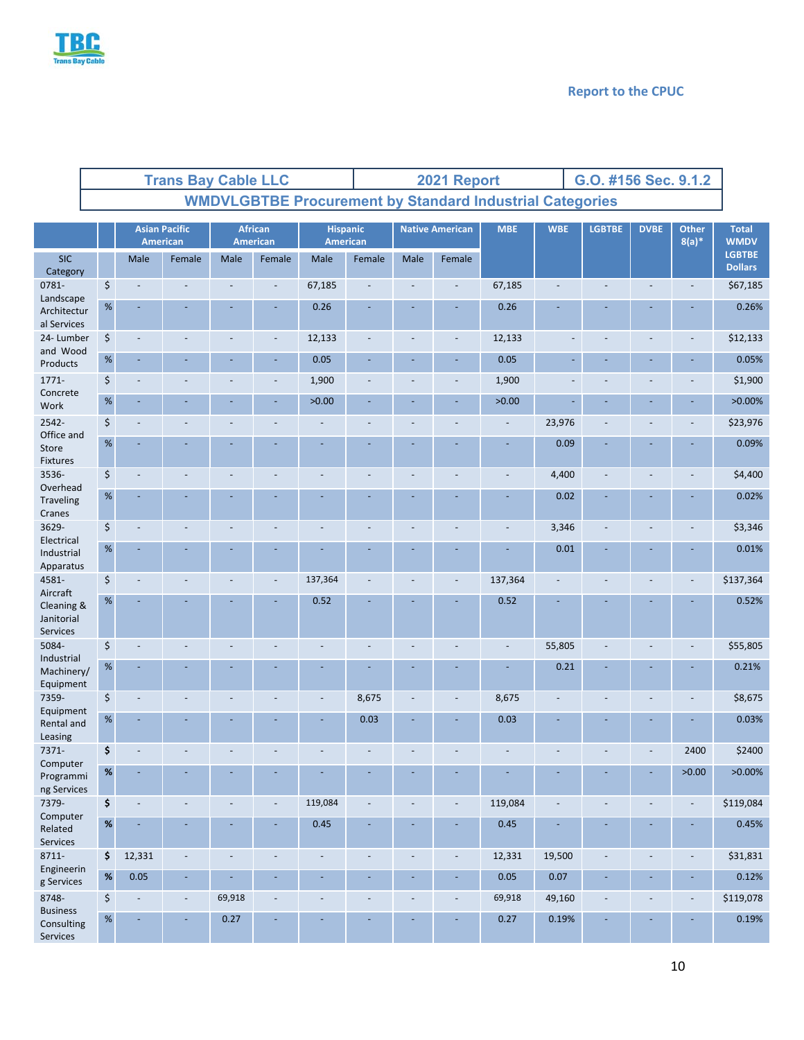Report to the CPUC

| Trans Bay Cable LLC | 2021 Report | G.O. #156 Sec. 9.1.2 |
|---|---|---|
| WMDVLGBTBE Procurement by Standard Industrial Categories | | |

| | | Asian Pacific American | | African American | | Hispanic American | | Native American | | MBE | WBE | LGBTBE | DVBE | Other 8(a)* | Total WMDV LGBTBE Dollars |
|---|---|---|---|---|---|---|---|---|---|---|---|---|---|---|---|
| SIC Category | | Male | Female | Male | Female | Male | Female | Male | Female | | | | | | |
| 0781- Landscape Architectural Services | $ | - | - | - | - | 67,185 | - | - | - | 67,185 | - | - | - | - | $67,185 |
| | % | - | - | - | - | 0.26 | - | - | - | 0.26 | - | - | - | - | 0.26% |
| 24- Lumber and Wood Products | $ | - | - | - | - | 12,133 | - | - | - | 12,133 | - | - | - | - | $12,133 |
| | % | - | - | - | - | 0.05 | - | - | - | 0.05 | - | - | - | - | 0.05% |
| 1771- Concrete Work | $ | - | - | - | - | 1,900 | - | - | - | 1,900 | - | - | - | - | $1,900 |
| | % | - | - | - | - | >0.00 | - | - | - | >0.00 | - | - | - | - | >0.00% |
| 2542- Office and Store Fixtures | $ | - | - | - | - | - | - | - | - | - | 23,976 | - | - | - | $23,976 |
| | % | - | - | - | - | - | - | - | - | - | 0.09 | - | - | - | 0.09% |
| 3536- Overhead Traveling Cranes | $ | - | - | - | - | - | - | - | - | - | 4,400 | - | - | - | $4,400 |
| | % | - | - | - | - | - | - | - | - | - | 0.02 | - | - | - | 0.02% |
| 3629- Electrical Industrial Apparatus | $ | - | - | - | - | - | - | - | - | - | 3,346 | - | - | - | $3,346 |
| | % | - | - | - | - | - | - | - | - | - | 0.01 | - | - | - | 0.01% |
| 4581- Aircraft Cleaning & Janitorial Services | $ | - | - | - | - | 137,364 | - | - | - | 137,364 | - | - | - | - | $137,364 |
| | % | - | - | - | - | 0.52 | - | - | - | 0.52 | - | - | - | - | 0.52% |
| 5084- Industrial Machinery/ Equipment | $ | - | - | - | - | - | - | - | - | - | 55,805 | - | - | - | $55,805 |
| | % | - | - | - | - | - | - | - | - | - | 0.21 | - | - | - | 0.21% |
| 7359- Equipment Rental and Leasing | $ | - | - | - | - | - | 8,675 | - | - | 8,675 | - | - | - | - | $8,675 |
| | % | - | - | - | - | - | 0.03 | - | - | 0.03 | - | - | - | - | 0.03% |
| 7371- Computer Programming Services | $ | - | - | - | - | - | - | - | - | - | - | - | - | 2400 | $2400 |
| | % | - | - | - | - | - | - | - | - | - | - | - | - | >0.00 | >0.00% |
| 7379- Computer Related Services | $ | - | - | - | - | 119,084 | - | - | - | 119,084 | - | - | - | - | $119,084 |
| | % | - | - | - | - | 0.45 | - | - | - | 0.45 | - | - | - | - | 0.45% |
| 8711- Engineering Services | $ | 12,331 | - | - | - | - | - | - | - | 12,331 | 19,500 | - | - | - | $31,831 |
| | % | 0.05 | - | - | - | - | - | - | - | 0.05 | 0.07 | - | - | - | 0.12% |
| 8748- Business Consulting Services | $ | - | - | 69,918 | - | - | - | - | - | 69,918 | 49,160 | - | - | - | $119,078 |
| | % | - | - | 0.27 | - | - | - | - | - | 0.27 | 0.19% | - | - | - | 0.19% |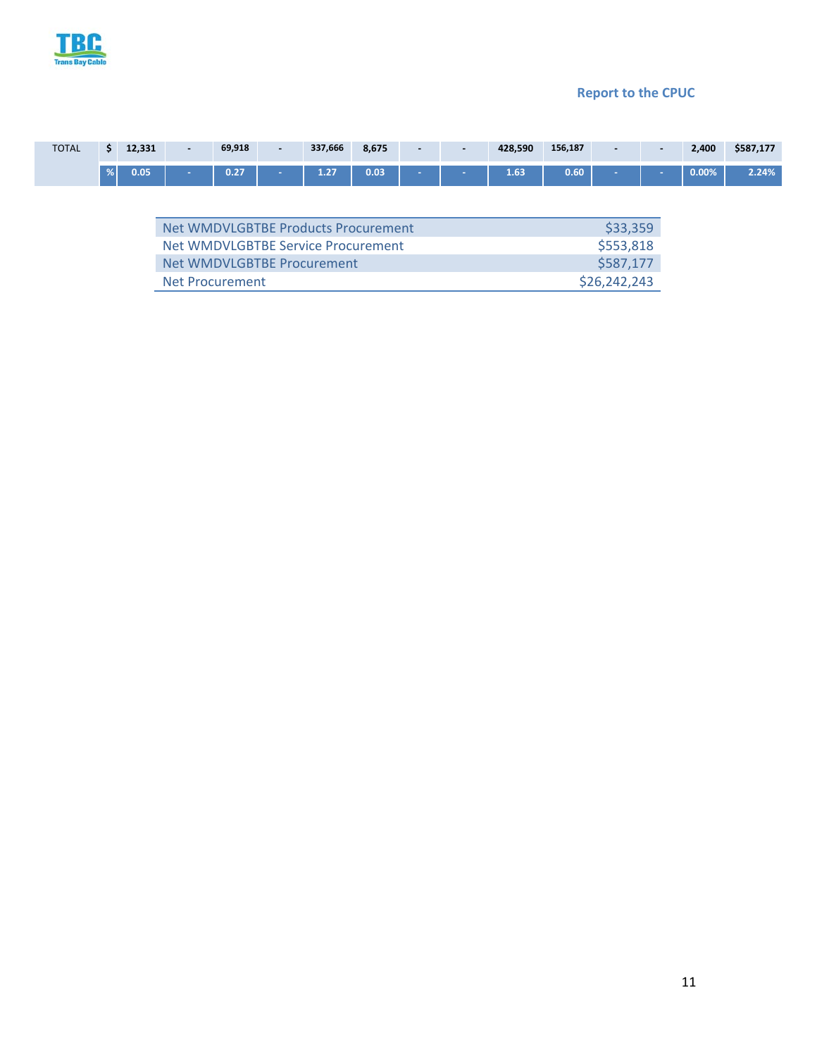| TOTAL | $ | 12,331 | - | 69,918 | - | 337,666 | 8,675 | - | - | 428,590 | 156,187 | - | - | 2,400 | $587,177 |
|---|---|---|---|---|---|---|---|---|---|---|---|---|---|---|---|
| | % | 0.05 | - | 0.27 | - | 1.27 | 0.03 | - | - | 1.63 | 0.60 | - | - | 0.00% | 2.24% |

| | |
|---|---|
| Net WMDVLGBTBE Products Procurement | $33,359 |
| Net WMDVLGBTBE Service Procurement | $553,818 |
| Net WMDVLGBTBE Procurement | $587,177 |
| Net Procurement | $26,242,243 |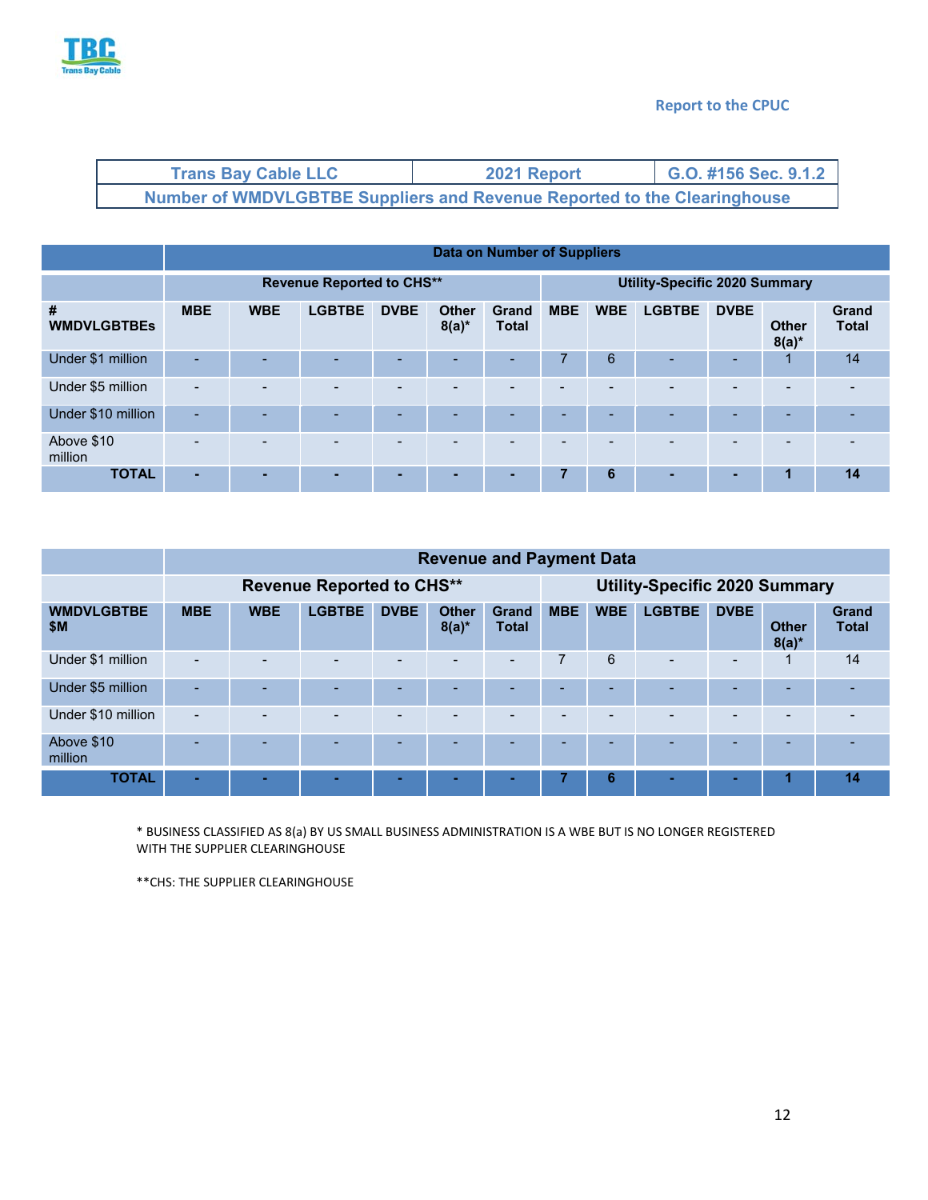Report to the CPUC

| Trans Bay Cable LLC | 2021 Report | G.O. #156 Sec. 9.1.2 |
|---|---|---|
| Number of WMDVLGBTBE Suppliers and Revenue Reported to the Clearinghouse | | |

| | Data on Number of Suppliers | | | | | | | | | | | |
|---|---|---|---|---|---|---|---|---|---|---|---|---|
| | Revenue Reported to CHS** | | | | | | Utility-Specific 2020 Summary | | | | | |
| # WMDVLGBTBEs | MBE | WBE | LGBTBE | DVBE | Other 8(a)* | Grand Total | MBE | WBE | LGBTBE | DVBE | Other 8(a)* | Grand Total |
| Under $1 million | - | - | - | - | - | - | 7 | 6 | - | - | 1 | 14 |
| Under $5 million | - | - | - | - | - | - | - | - | - | - | - | - |
| Under $10 million | - | - | - | - | - | - | - | - | - | - | - | - |
| Above $10 million | - | - | - | - | - | - | - | - | - | - | - | - |
| **TOTAL** | **-** | **-** | **-** | **-** | **-** | **-** | **7** | **6** | **-** | **-** | **1** | **14** |

| | Revenue and Payment Data | | | | | | | | | | | |
|---|---|---|---|---|---|---|---|---|---|---|---|---|
| | Revenue Reported to CHS** | | | | | | Utility-Specific 2020 Summary | | | | | |
| WMDVLGBTBE $M | MBE | WBE | LGBTBE | DVBE | Other 8(a)* | Grand Total | MBE | WBE | LGBTBE | DVBE | Other 8(a)* | Grand Total |
| Under $1 million | - | - | - | - | - | - | 7 | 6 | - | - | 1 | 14 |
| Under $5 million | - | - | - | - | - | - | - | - | - | - | - | - |
| Under $10 million | - | - | - | - | - | - | - | - | - | - | - | - |
| Above $10 million | - | - | - | - | - | - | - | - | - | - | - | - |
| **TOTAL** | **-** | **-** | **-** | **-** | **-** | **-** | **7** | **6** | **-** | **-** | **1** | **14** |

* BUSINESS CLASSIFIED AS 8(a) BY US SMALL BUSINESS ADMINISTRATION IS A WBE BUT IS NO LONGER REGISTERED WITH THE SUPPLIER CLEARINGHOUSE

**CHS: THE SUPPLIER CLEARINGHOUSE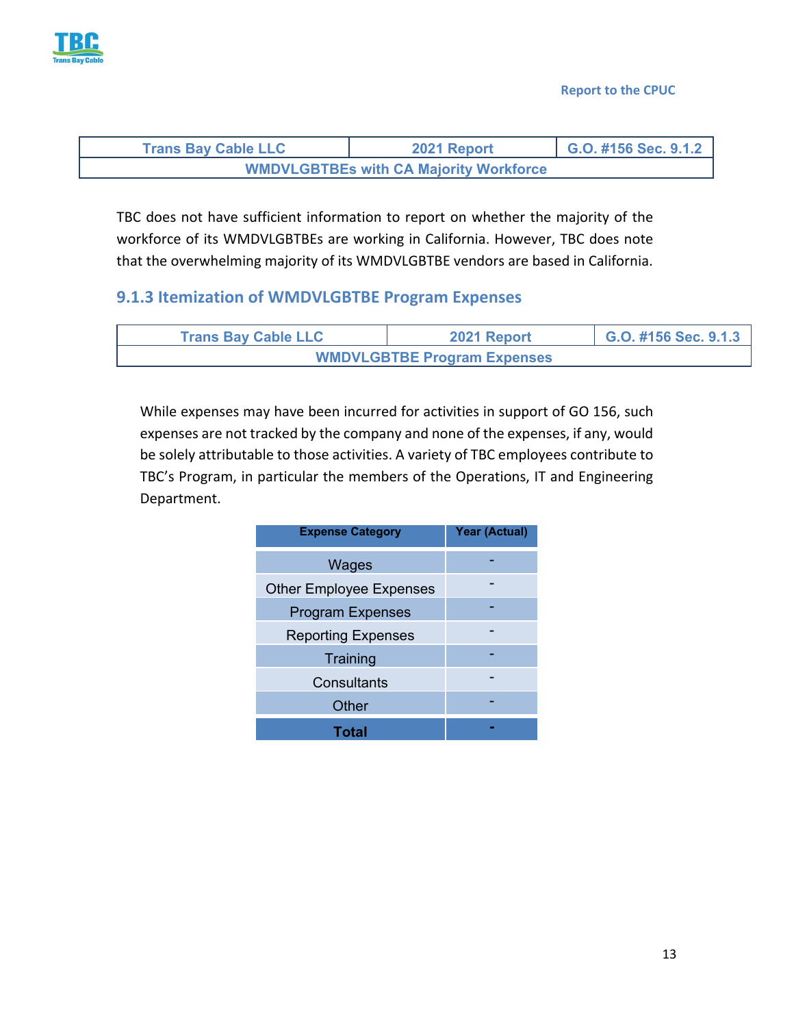| Trans Bay Cable LLC | 2021 Report | G.O. #156 Sec. 9.1.2 |
| --- | --- | --- |
| WMDVLGBTBEs with CA Majority Workforce | | |

TBC does not have sufficient information to report on whether the majority of the workforce of its WMDVLGBTBEs are working in California. However, TBC does note that the overwhelming majority of its WMDVLGBTBE vendors are based in California.

### 9.1.3 Itemization of WMDVLGBTBE Program Expenses

| Trans Bay Cable LLC | 2021 Report | G.O. #156 Sec. 9.1.3 |
| --- | --- | --- |
| WMDVLGBTBE Program Expenses | | |

While expenses may have been incurred for activities in support of GO 156, such expenses are not tracked by the company and none of the expenses, if any, would be solely attributable to those activities. A variety of TBC employees contribute to TBC's Program, in particular the members of the Operations, IT and Engineering Department.

| Expense Category | Year (Actual) |
| --- | --- |
| Wages | - |
| Other Employee Expenses | - |
| Program Expenses | - |
| Reporting Expenses | - |
| Training | - |
| Consultants | - |
| Other | - |
| **Total** | **-** |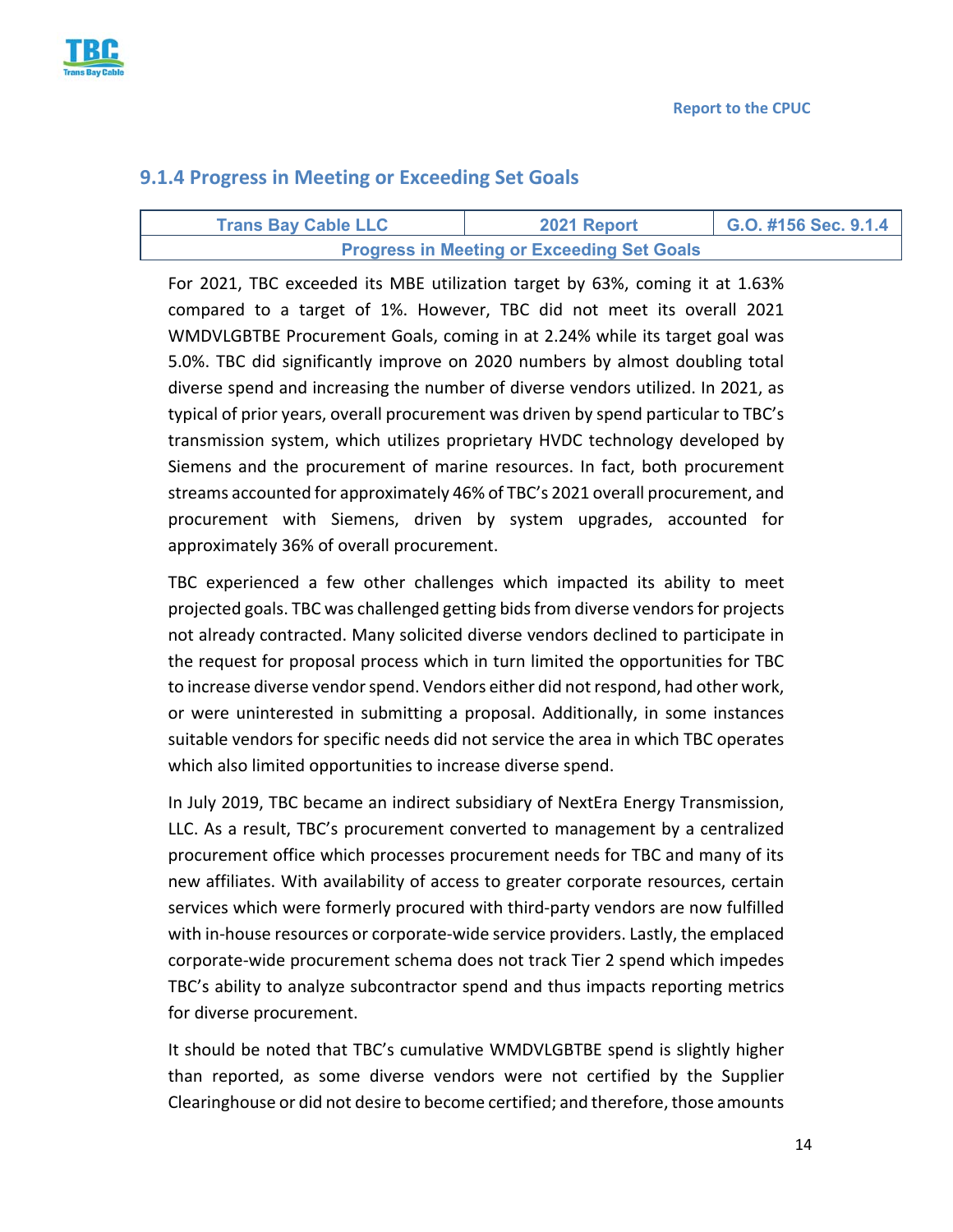## 9.1.4 Progress in Meeting or Exceeding Set Goals

| Trans Bay Cable LLC | 2021 Report | G.O. #156 Sec. 9.1.4 |
|---|---|---|
| Progress in Meeting or Exceeding Set Goals | | |

For 2021, TBC exceeded its MBE utilization target by 63%, coming it at 1.63% compared to a target of 1%. However, TBC did not meet its overall 2021 WMDVLGBTBE Procurement Goals, coming in at 2.24% while its target goal was 5.0%. TBC did significantly improve on 2020 numbers by almost doubling total diverse spend and increasing the number of diverse vendors utilized. In 2021, as typical of prior years, overall procurement was driven by spend particular to TBC's transmission system, which utilizes proprietary HVDC technology developed by Siemens and the procurement of marine resources. In fact, both procurement streams accounted for approximately 46% of TBC's 2021 overall procurement, and procurement with Siemens, driven by system upgrades, accounted for approximately 36% of overall procurement.

TBC experienced a few other challenges which impacted its ability to meet projected goals. TBC was challenged getting bids from diverse vendors for projects not already contracted. Many solicited diverse vendors declined to participate in the request for proposal process which in turn limited the opportunities for TBC to increase diverse vendor spend. Vendors either did not respond, had other work, or were uninterested in submitting a proposal. Additionally, in some instances suitable vendors for specific needs did not service the area in which TBC operates which also limited opportunities to increase diverse spend.

In July 2019, TBC became an indirect subsidiary of NextEra Energy Transmission, LLC. As a result, TBC's procurement converted to management by a centralized procurement office which processes procurement needs for TBC and many of its new affiliates. With availability of access to greater corporate resources, certain services which were formerly procured with third-party vendors are now fulfilled with in-house resources or corporate-wide service providers. Lastly, the emplaced corporate-wide procurement schema does not track Tier 2 spend which impedes TBC's ability to analyze subcontractor spend and thus impacts reporting metrics for diverse procurement.

It should be noted that TBC's cumulative WMDVLGBTBE spend is slightly higher than reported, as some diverse vendors were not certified by the Supplier Clearinghouse or did not desire to become certified; and therefore, those amounts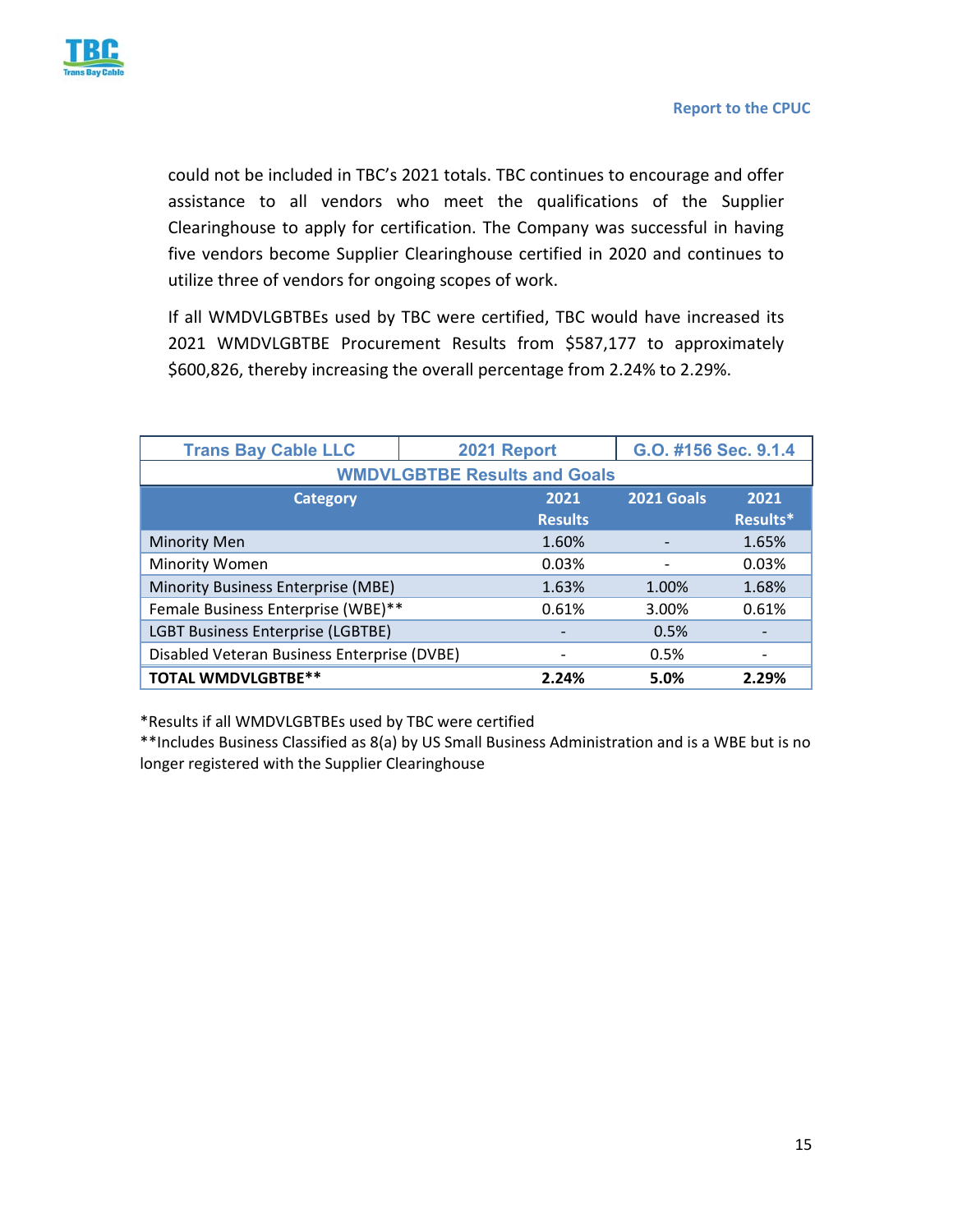could not be included in TBC's 2021 totals. TBC continues to encourage and offer assistance to all vendors who meet the qualifications of the Supplier Clearinghouse to apply for certification. The Company was successful in having five vendors become Supplier Clearinghouse certified in 2020 and continues to utilize three of vendors for ongoing scopes of work.

If all WMDVLGBTBEs used by TBC were certified, TBC would have increased its 2021 WMDVLGBTBE Procurement Results from $587,177 to approximately $600,826, thereby increasing the overall percentage from 2.24% to 2.29%.

| Trans Bay Cable LLC | 2021 Report | | G.O. #156 Sec. 9.1.4 |
|---|---|---|---|
| **WMDVLGBTBE Results and Goals** | | | |
| **Category** | **2021 Results** | **2021 Goals** | **2021 Results*** |
| Minority Men | 1.60% | - | 1.65% |
| Minority Women | 0.03% | - | 0.03% |
| Minority Business Enterprise (MBE) | 1.63% | 1.00% | 1.68% |
| Female Business Enterprise (WBE)** | 0.61% | 3.00% | 0.61% |
| LGBT Business Enterprise (LGBTBE) | - | 0.5% | - |
| Disabled Veteran Business Enterprise (DVBE) | - | 0.5% | - |
| **TOTAL WMDVLGBTBE**** | **2.24%** | **5.0%** | **2.29%** |

*Results if all WMDVLGBTBEs used by TBC were certified
**Includes Business Classified as 8(a) by US Small Business Administration and is a WBE but is no longer registered with the Supplier Clearinghouse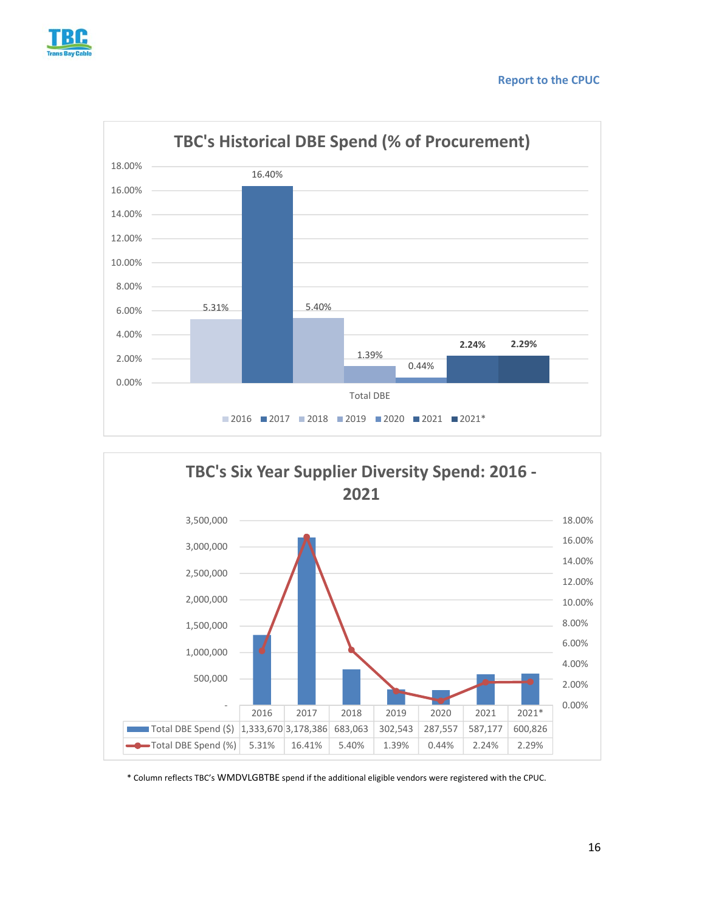## TBC's Historical DBE Spend (% of Procurement)

| | 2016 | 2017 | 2018 | 2019 | 2020 | 2021 | 2021* |
|---|---|---|---|---|---|---|---|
| Total DBE | 5.31% | 16.40% | 5.40% | 1.39% | 0.44% | 2.24% | 2.29% |

## TBC's Six Year Supplier Diversity Spend: 2016 - 2021

| | 2016 | 2017 | 2018 | 2019 | 2020 | 2021 | 2021* |
|---|---|---|---|---|---|---|---|
| Total DBE Spend ($) | 1,333,670 | 3,178,386 | 683,063 | 302,543 | 287,557 | 587,177 | 600,826 |
| Total DBE Spend (%) | 5.31% | 16.41% | 5.40% | 1.39% | 0.44% | 2.24% | 2.29% |

* Column reflects TBC's WMDVLGBTBE spend if the additional eligible vendors were registered with the CPUC.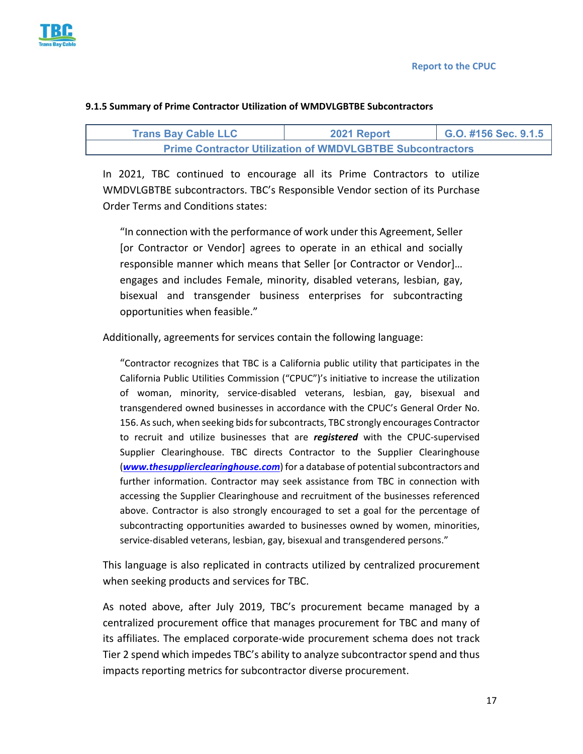#### 9.1.5 Summary of Prime Contractor Utilization of WMDVLGBTBE Subcontractors

| Trans Bay Cable LLC | 2021 Report | G.O. #156 Sec. 9.1.5 |
|---|---|---|
| Prime Contractor Utilization of WMDVLGBTBE Subcontractors | | |

In 2021, TBC continued to encourage all its Prime Contractors to utilize WMDVLGBTBE subcontractors. TBC's Responsible Vendor section of its Purchase Order Terms and Conditions states:

> "In connection with the performance of work under this Agreement, Seller [or Contractor or Vendor] agrees to operate in an ethical and socially responsible manner which means that Seller [or Contractor or Vendor]… engages and includes Female, minority, disabled veterans, lesbian, gay, bisexual and transgender business enterprises for subcontracting opportunities when feasible."

Additionally, agreements for services contain the following language:

> "Contractor recognizes that TBC is a California public utility that participates in the California Public Utilities Commission ("CPUC")'s initiative to increase the utilization of woman, minority, service-disabled veterans, lesbian, gay, bisexual and transgendered owned businesses in accordance with the CPUC's General Order No. 156. As such, when seeking bids for subcontracts, TBC strongly encourages Contractor to recruit and utilize businesses that are ***registered*** with the CPUC-supervised Supplier Clearinghouse. TBC directs Contractor to the Supplier Clearinghouse (***www.thesupplierclearinghouse.com***) for a database of potential subcontractors and further information. Contractor may seek assistance from TBC in connection with accessing the Supplier Clearinghouse and recruitment of the businesses referenced above. Contractor is also strongly encouraged to set a goal for the percentage of subcontracting opportunities awarded to businesses owned by women, minorities, service-disabled veterans, lesbian, gay, bisexual and transgendered persons."

This language is also replicated in contracts utilized by centralized procurement when seeking products and services for TBC.

As noted above, after July 2019, TBC's procurement became managed by a centralized procurement office that manages procurement for TBC and many of its affiliates. The emplaced corporate-wide procurement schema does not track Tier 2 spend which impedes TBC's ability to analyze subcontractor spend and thus impacts reporting metrics for subcontractor diverse procurement.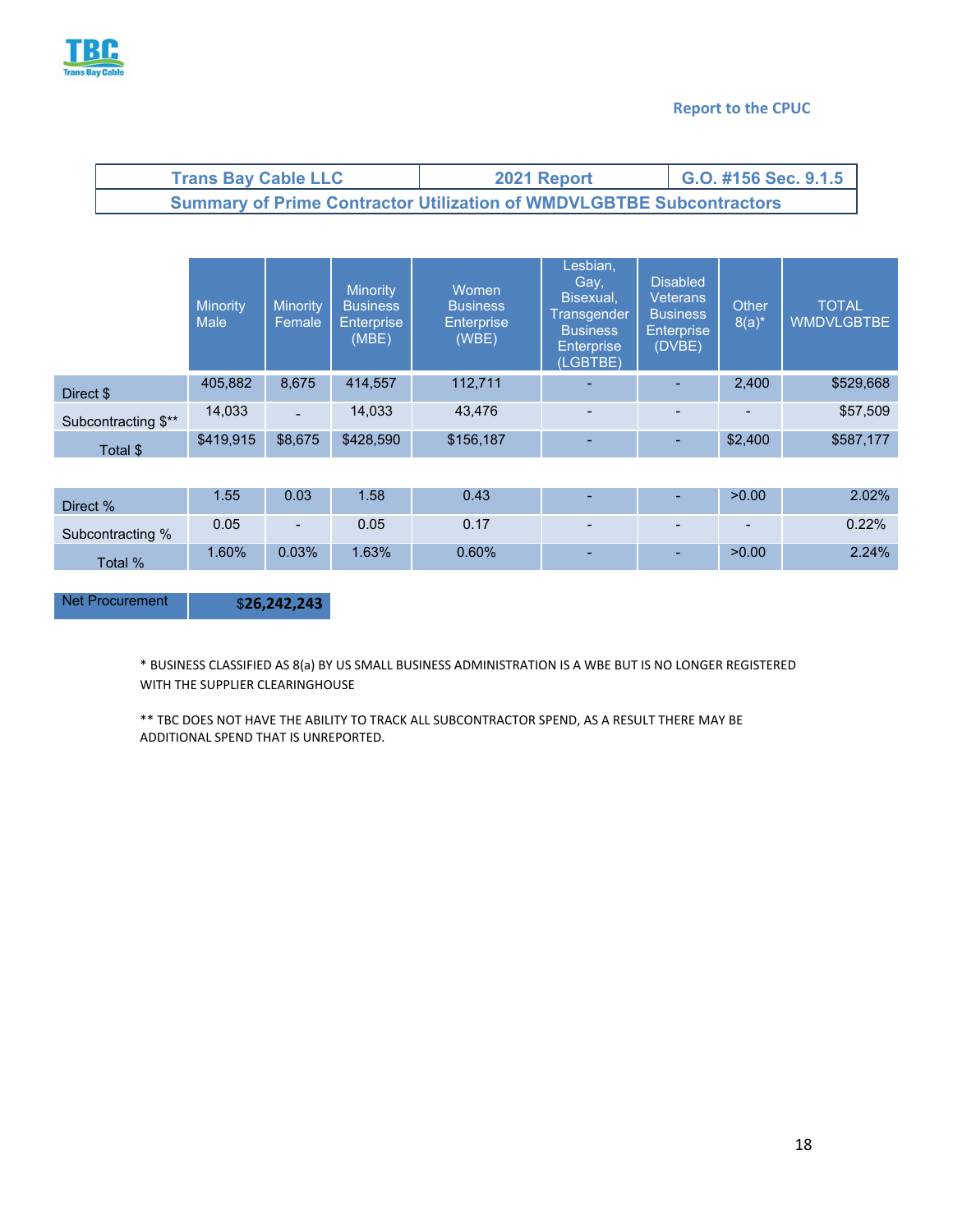Report to the CPUC

| Trans Bay Cable LLC | 2021 Report | G.O. #156 Sec. 9.1.5 |
|---|---|---|
| Summary of Prime Contractor Utilization of WMDVLGBTBE Subcontractors | | |

| | Minority Male | Minority Female | Minority Business Enterprise (MBE) | Women Business Enterprise (WBE) | Lesbian, Gay, Bisexual, Transgender Business Enterprise (LGBTBE) | Disabled Veterans Business Enterprise (DVBE) | Other 8(a)* | TOTAL WMDVLGBTBE |
|---|---|---|---|---|---|---|---|---|
| Direct $ | 405,882 | 8,675 | 414,557 | 112,711 | - | - | 2,400 | $529,668 |
| Subcontracting $** | 14,033 | - | 14,033 | 43,476 | - | - | - | $57,509 |
| Total $ | $419,915 | $8,675 | $428,590 | $156,187 | - | - | $2,400 | $587,177 |
| | | | | | | | | |
| Direct % | 1.55 | 0.03 | 1.58 | 0.43 | - | - | >0.00 | 2.02% |
| Subcontracting % | 0.05 | - | 0.05 | 0.17 | - | - | - | 0.22% |
| Total % | 1.60% | 0.03% | 1.63% | 0.60% | - | - | >0.00 | 2.24% |

| Net Procurement | $26,242,243 |
|---|---|

* BUSINESS CLASSIFIED AS 8(a) BY US SMALL BUSINESS ADMINISTRATION IS A WBE BUT IS NO LONGER REGISTERED WITH THE SUPPLIER CLEARINGHOUSE

** TBC DOES NOT HAVE THE ABILITY TO TRACK ALL SUBCONTRACTOR SPEND, AS A RESULT THERE MAY BE ADDITIONAL SPEND THAT IS UNREPORTED.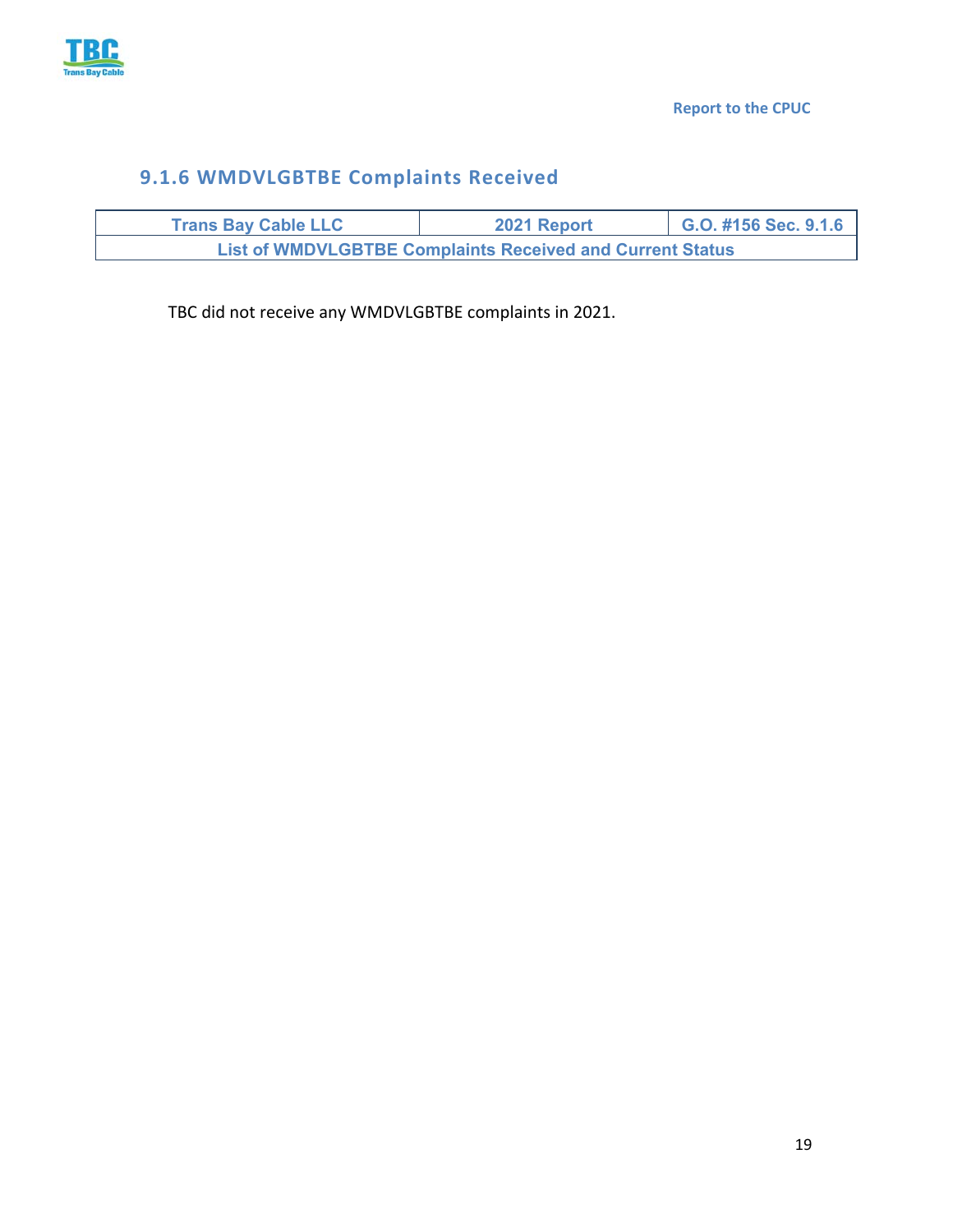### 9.1.6 WMDVLGBTBE Complaints Received

| Trans Bay Cable LLC | 2021 Report | G.O. #156 Sec. 9.1.6 |
|---|---|---|
| List of WMDVLGBTBE Complaints Received and Current Status | | |

TBC did not receive any WMDVLGBTBE complaints in 2021.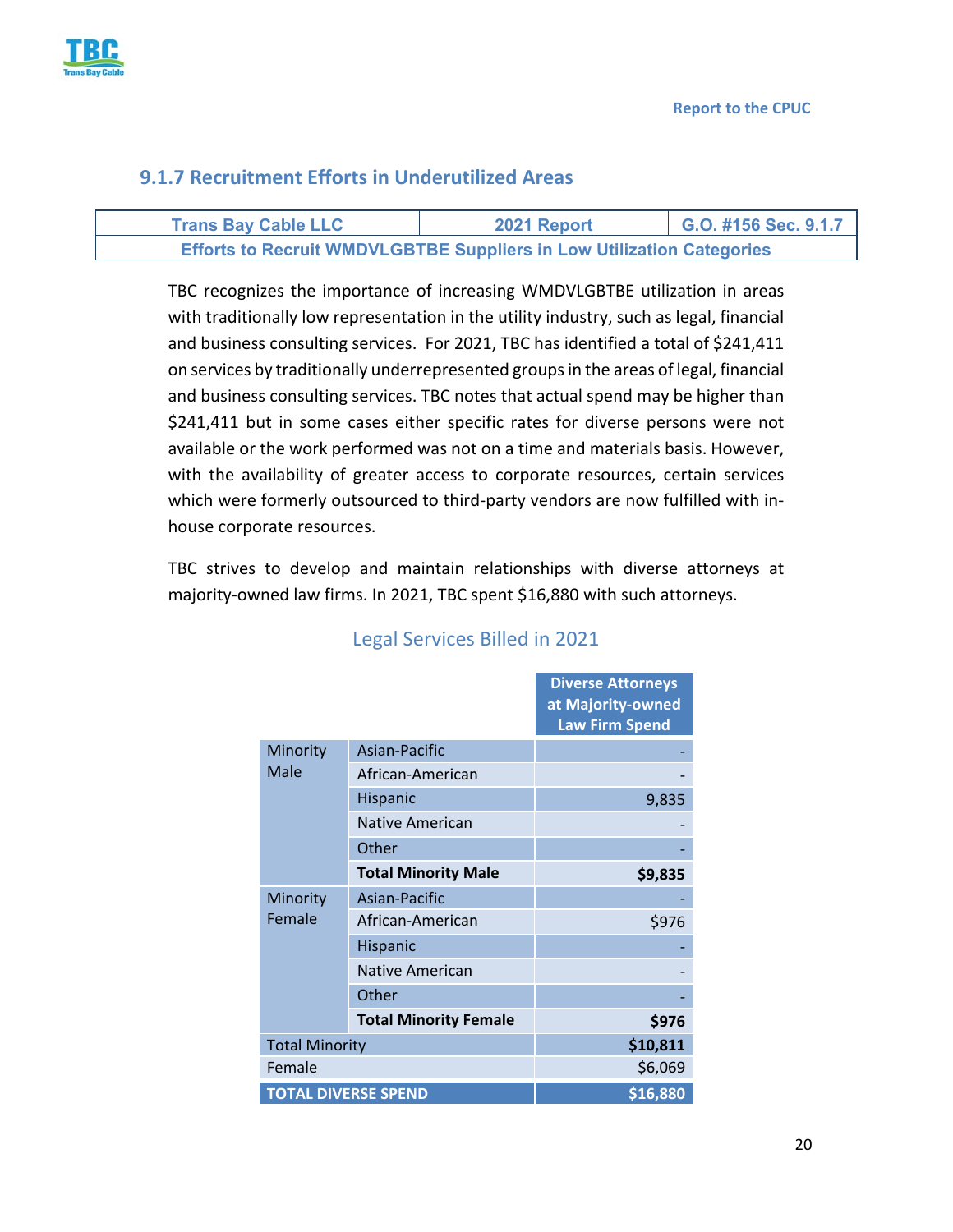### 9.1.7 Recruitment Efforts in Underutilized Areas

| Trans Bay Cable LLC | 2021 Report | G.O. #156 Sec. 9.1.7 |
|---|---|---|
| Efforts to Recruit WMDVLGBTBE Suppliers in Low Utilization Categories | | |

TBC recognizes the importance of increasing WMDVLGBTBE utilization in areas with traditionally low representation in the utility industry, such as legal, financial and business consulting services. For 2021, TBC has identified a total of $241,411 on services by traditionally underrepresented groups in the areas of legal, financial and business consulting services. TBC notes that actual spend may be higher than $241,411 but in some cases either specific rates for diverse persons were not available or the work performed was not on a time and materials basis. However, with the availability of greater access to corporate resources, certain services which were formerly outsourced to third-party vendors are now fulfilled with in-house corporate resources.

TBC strives to develop and maintain relationships with diverse attorneys at majority-owned law firms. In 2021, TBC spent $16,880 with such attorneys.

Legal Services Billed in 2021

| | | Diverse Attorneys at Majority-owned Law Firm Spend |
|---|---|---|
| Minority Male | Asian-Pacific | - |
| | African-American | - |
| | Hispanic | 9,835 |
| | Native American | - |
| | Other | - |
| | **Total Minority Male** | **$9,835** |
| Minority Female | Asian-Pacific | - |
| | African-American | $976 |
| | Hispanic | - |
| | Native American | - |
| | Other | - |
| | **Total Minority Female** | **$976** |
| Total Minority | | **$10,811** |
| Female | | $6,069 |
| **TOTAL DIVERSE SPEND** | | **$16,880** |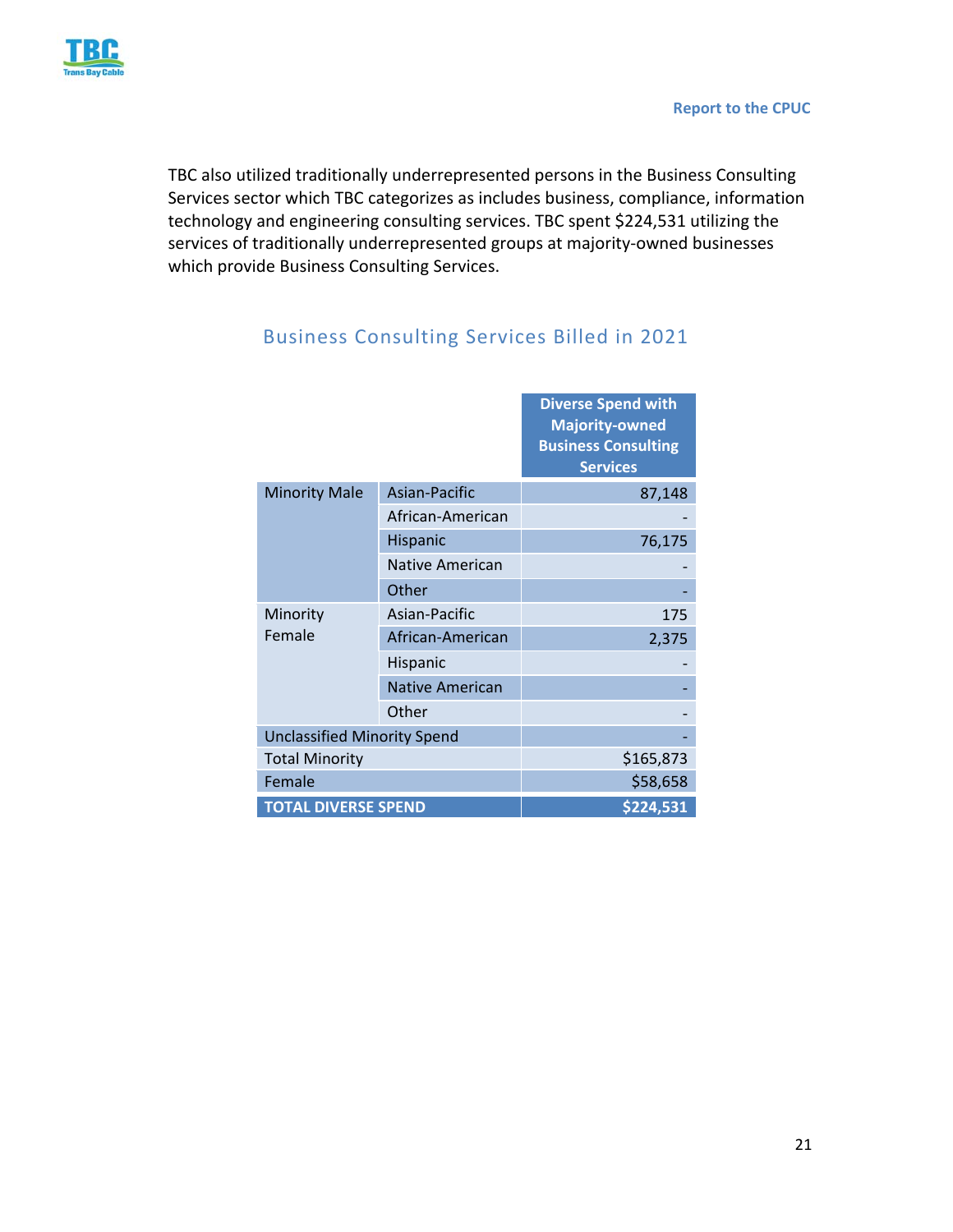TBC also utilized traditionally underrepresented persons in the Business Consulting Services sector which TBC categorizes as includes business, compliance, information technology and engineering consulting services. TBC spent $224,531 utilizing the services of traditionally underrepresented groups at majority-owned businesses which provide Business Consulting Services.

## Business Consulting Services Billed in 2021

| | | Diverse Spend with Majority-owned Business Consulting Services |
|---|---|---|
| Minority Male | Asian-Pacific | 87,148 |
| | African-American | - |
| | Hispanic | 76,175 |
| | Native American | - |
| | Other | - |
| Minority Female | Asian-Pacific | 175 |
| | African-American | 2,375 |
| | Hispanic | - |
| | Native American | - |
| | Other | - |
| Unclassified Minority Spend | | - |
| Total Minority | | $165,873 |
| Female | | $58,658 |
| **TOTAL DIVERSE SPEND** | | **$224,531** |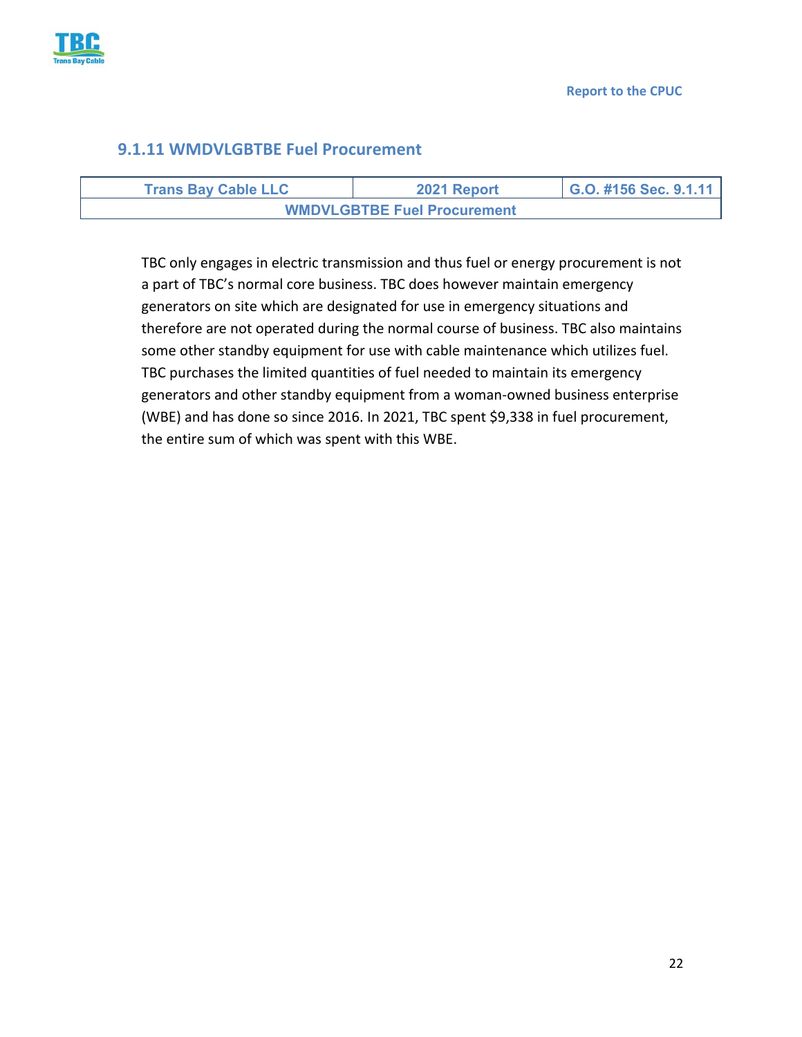### 9.1.11 WMDVLGBTBE Fuel Procurement

| Trans Bay Cable LLC | 2021 Report | G.O. #156 Sec. 9.1.11 |
|---|---|---|
| WMDVLGBTBE Fuel Procurement | | |

TBC only engages in electric transmission and thus fuel or energy procurement is not a part of TBC's normal core business. TBC does however maintain emergency generators on site which are designated for use in emergency situations and therefore are not operated during the normal course of business. TBC also maintains some other standby equipment for use with cable maintenance which utilizes fuel. TBC purchases the limited quantities of fuel needed to maintain its emergency generators and other standby equipment from a woman-owned business enterprise (WBE) and has done so since 2016. In 2021, TBC spent $9,338 in fuel procurement, the entire sum of which was spent with this WBE.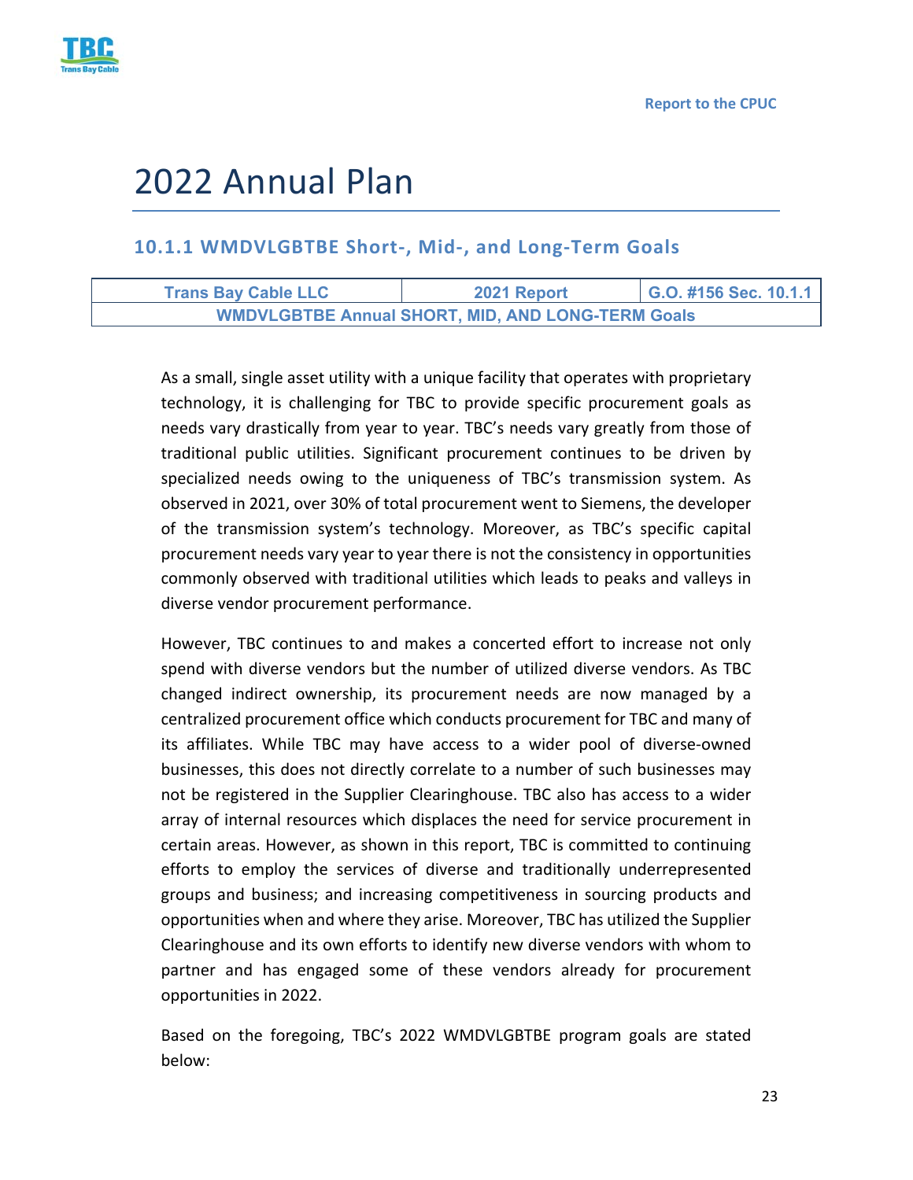# 2022 Annual Plan

## 10.1.1 WMDVLGBTBE Short-, Mid-, and Long-Term Goals

| Trans Bay Cable LLC | 2021 Report | G.O. #156 Sec. 10.1.1 |
|---|---|---|
| WMDVLGBTBE Annual SHORT, MID, AND LONG-TERM Goals | | |

As a small, single asset utility with a unique facility that operates with proprietary technology, it is challenging for TBC to provide specific procurement goals as needs vary drastically from year to year. TBC's needs vary greatly from those of traditional public utilities. Significant procurement continues to be driven by specialized needs owing to the uniqueness of TBC's transmission system. As observed in 2021, over 30% of total procurement went to Siemens, the developer of the transmission system's technology. Moreover, as TBC's specific capital procurement needs vary year to year there is not the consistency in opportunities commonly observed with traditional utilities which leads to peaks and valleys in diverse vendor procurement performance.

However, TBC continues to and makes a concerted effort to increase not only spend with diverse vendors but the number of utilized diverse vendors. As TBC changed indirect ownership, its procurement needs are now managed by a centralized procurement office which conducts procurement for TBC and many of its affiliates. While TBC may have access to a wider pool of diverse-owned businesses, this does not directly correlate to a number of such businesses may not be registered in the Supplier Clearinghouse. TBC also has access to a wider array of internal resources which displaces the need for service procurement in certain areas. However, as shown in this report, TBC is committed to continuing efforts to employ the services of diverse and traditionally underrepresented groups and business; and increasing competitiveness in sourcing products and opportunities when and where they arise. Moreover, TBC has utilized the Supplier Clearinghouse and its own efforts to identify new diverse vendors with whom to partner and has engaged some of these vendors already for procurement opportunities in 2022.

Based on the foregoing, TBC's 2022 WMDVLGBTBE program goals are stated below: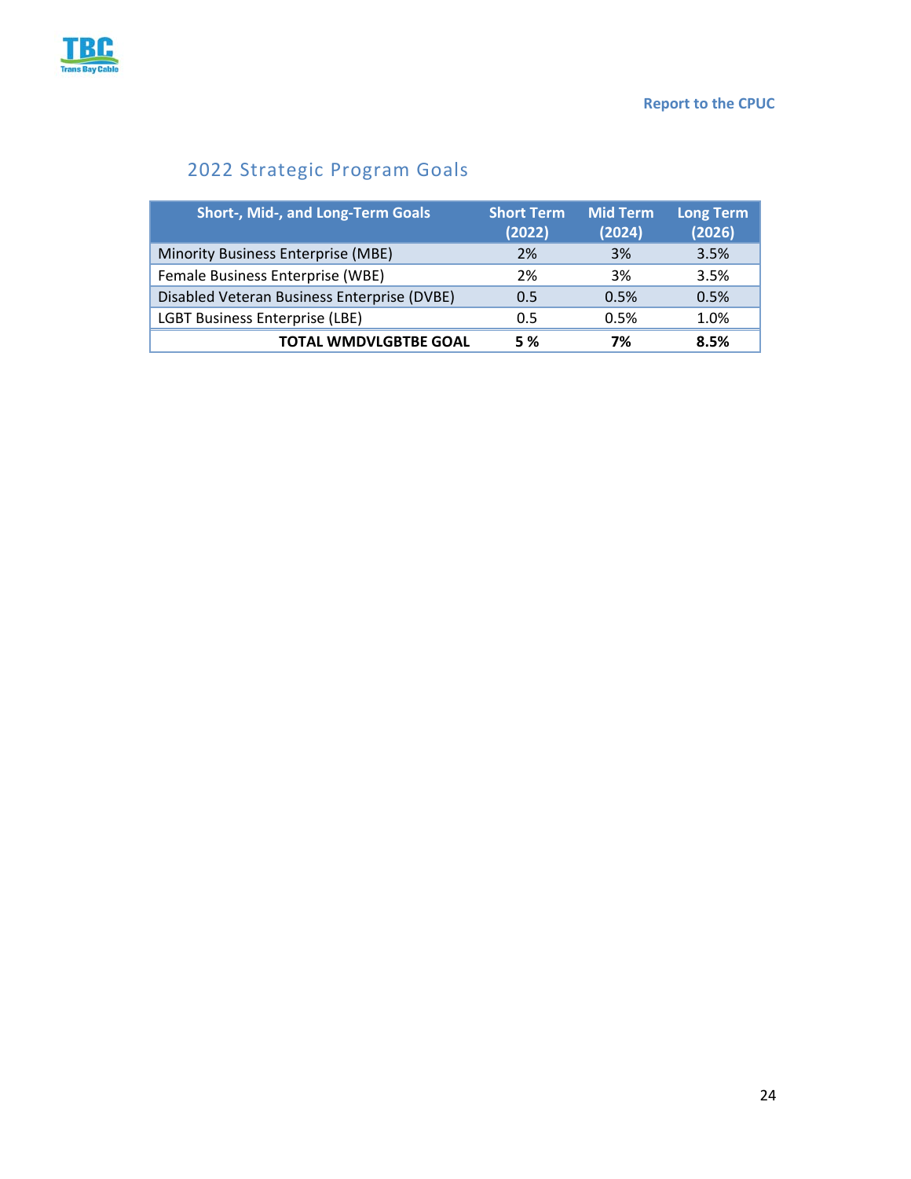## 2022 Strategic Program Goals

| Short-, Mid-, and Long-Term Goals | Short Term (2022) | Mid Term (2024) | Long Term (2026) |
|---|---|---|---|
| Minority Business Enterprise (MBE) | 2% | 3% | 3.5% |
| Female Business Enterprise (WBE) | 2% | 3% | 3.5% |
| Disabled Veteran Business Enterprise (DVBE) | 0.5 | 0.5% | 0.5% |
| LGBT Business Enterprise (LBE) | 0.5 | 0.5% | 1.0% |
| **TOTAL WMDVLGBTBE GOAL** | **5 %** | **7%** | **8.5%** |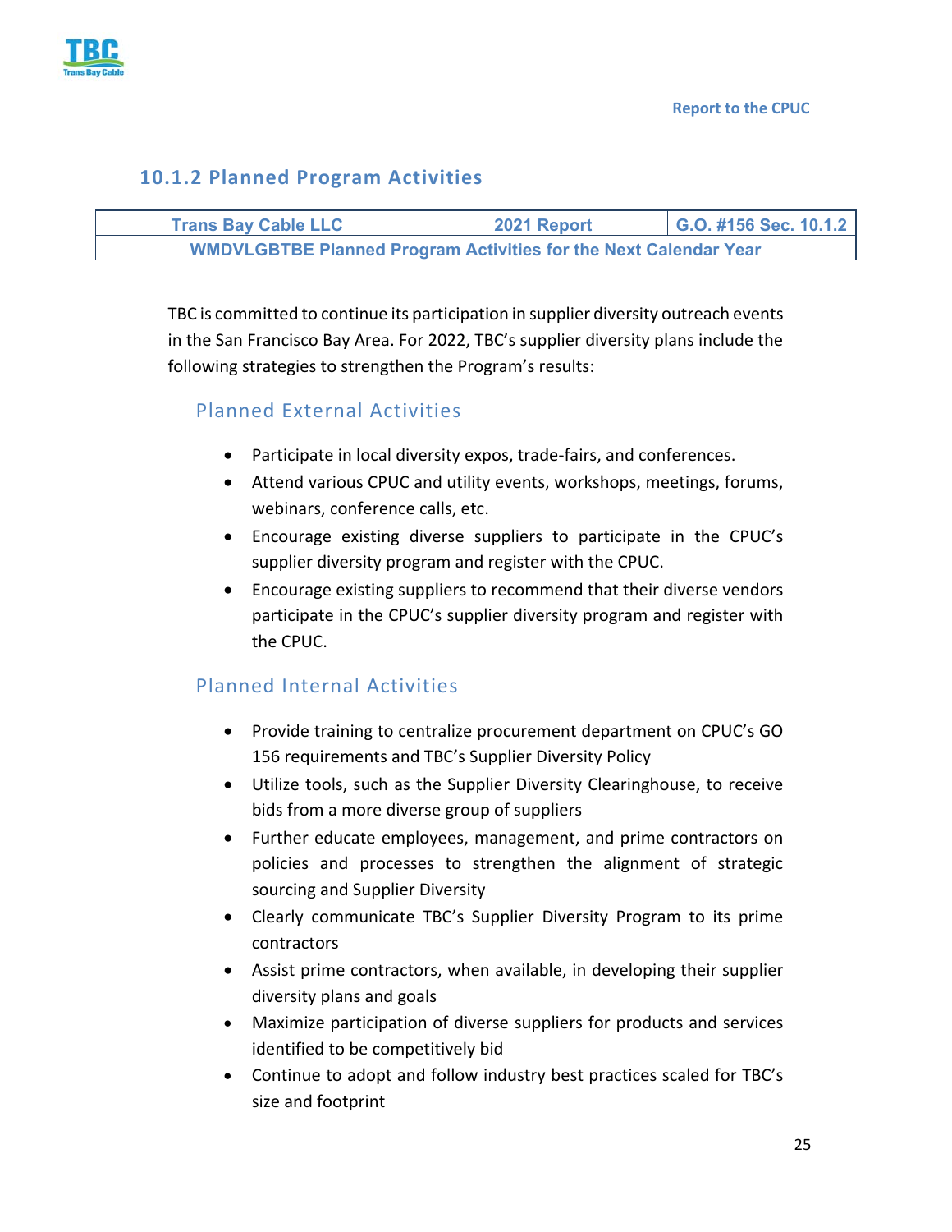### 10.1.2 Planned Program Activities

| Trans Bay Cable LLC | 2021 Report | G.O. #156 Sec. 10.1.2 |
|---|---|---|
| WMDVLGBTBE Planned Program Activities for the Next Calendar Year | | |

TBC is committed to continue its participation in supplier diversity outreach events in the San Francisco Bay Area. For 2022, TBC's supplier diversity plans include the following strategies to strengthen the Program's results:

#### Planned External Activities

- Participate in local diversity expos, trade-fairs, and conferences.
- Attend various CPUC and utility events, workshops, meetings, forums, webinars, conference calls, etc.
- Encourage existing diverse suppliers to participate in the CPUC's supplier diversity program and register with the CPUC.
- Encourage existing suppliers to recommend that their diverse vendors participate in the CPUC's supplier diversity program and register with the CPUC.

#### Planned Internal Activities

- Provide training to centralize procurement department on CPUC's GO 156 requirements and TBC's Supplier Diversity Policy
- Utilize tools, such as the Supplier Diversity Clearinghouse, to receive bids from a more diverse group of suppliers
- Further educate employees, management, and prime contractors on policies and processes to strengthen the alignment of strategic sourcing and Supplier Diversity
- Clearly communicate TBC's Supplier Diversity Program to its prime contractors
- Assist prime contractors, when available, in developing their supplier diversity plans and goals
- Maximize participation of diverse suppliers for products and services identified to be competitively bid
- Continue to adopt and follow industry best practices scaled for TBC's size and footprint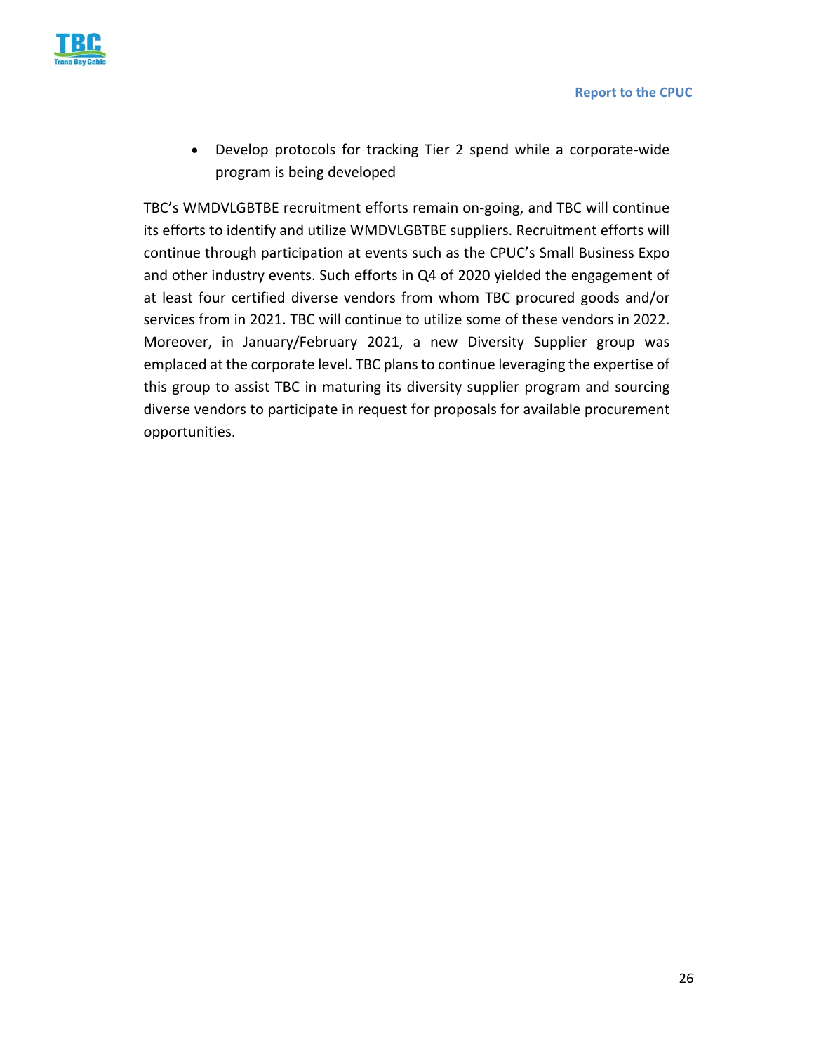- Develop protocols for tracking Tier 2 spend while a corporate-wide program is being developed

TBC's WMDVLGBTBE recruitment efforts remain on-going, and TBC will continue its efforts to identify and utilize WMDVLGBTBE suppliers. Recruitment efforts will continue through participation at events such as the CPUC's Small Business Expo and other industry events. Such efforts in Q4 of 2020 yielded the engagement of at least four certified diverse vendors from whom TBC procured goods and/or services from in 2021. TBC will continue to utilize some of these vendors in 2022. Moreover, in January/February 2021, a new Diversity Supplier group was emplaced at the corporate level. TBC plans to continue leveraging the expertise of this group to assist TBC in maturing its diversity supplier program and sourcing diverse vendors to participate in request for proposals for available procurement opportunities.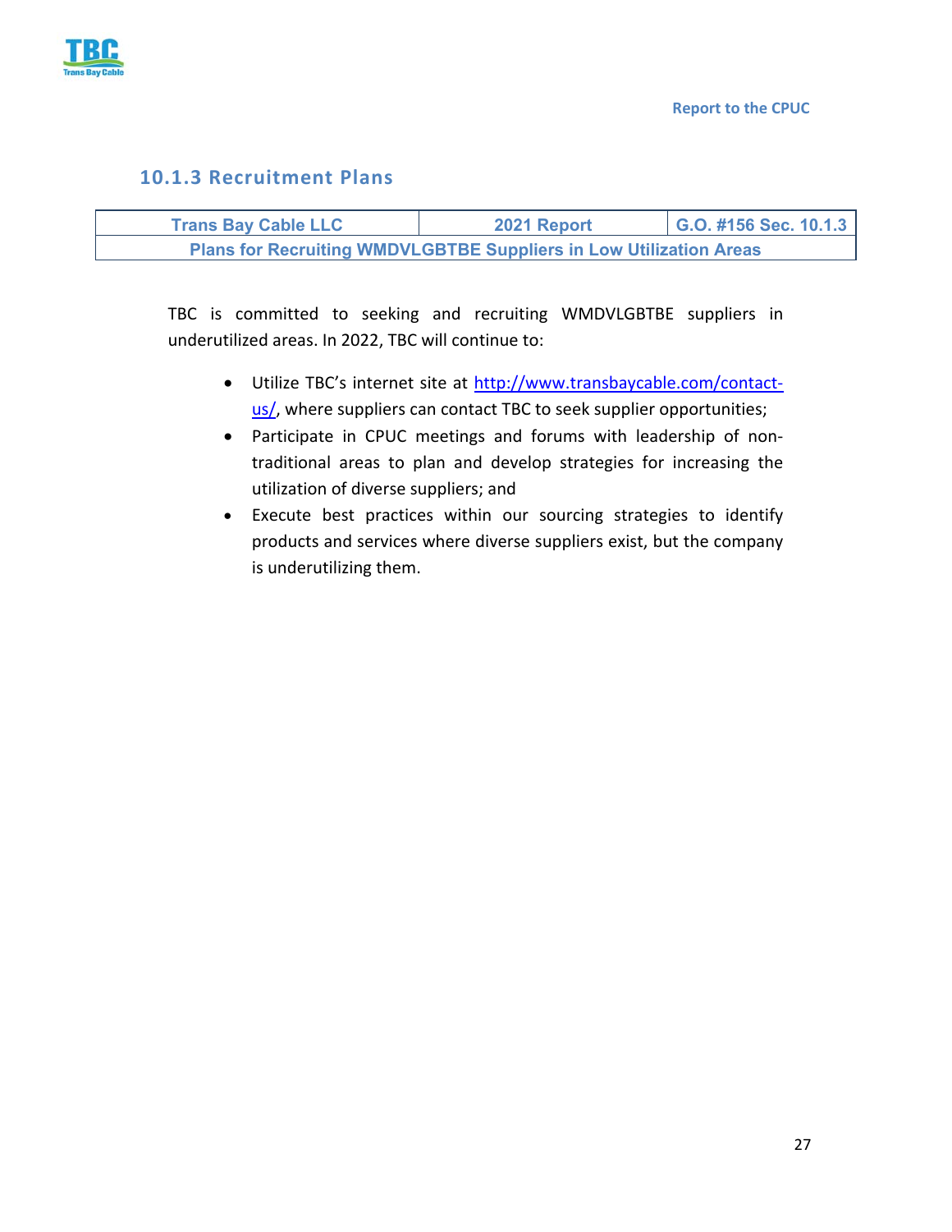### 10.1.3 Recruitment Plans

| Trans Bay Cable LLC | 2021 Report | G.O. #156 Sec. 10.1.3 |
| --- | --- | --- |
| Plans for Recruiting WMDVLGBTBE Suppliers in Low Utilization Areas | | |

TBC is committed to seeking and recruiting WMDVLGBTBE suppliers in underutilized areas. In 2022, TBC will continue to:

- Utilize TBC's internet site at [http://www.transbaycable.com/contact-us/](http://www.transbaycable.com/contact-us/), where suppliers can contact TBC to seek supplier opportunities;
- Participate in CPUC meetings and forums with leadership of non-traditional areas to plan and develop strategies for increasing the utilization of diverse suppliers; and
- Execute best practices within our sourcing strategies to identify products and services where diverse suppliers exist, but the company is underutilizing them.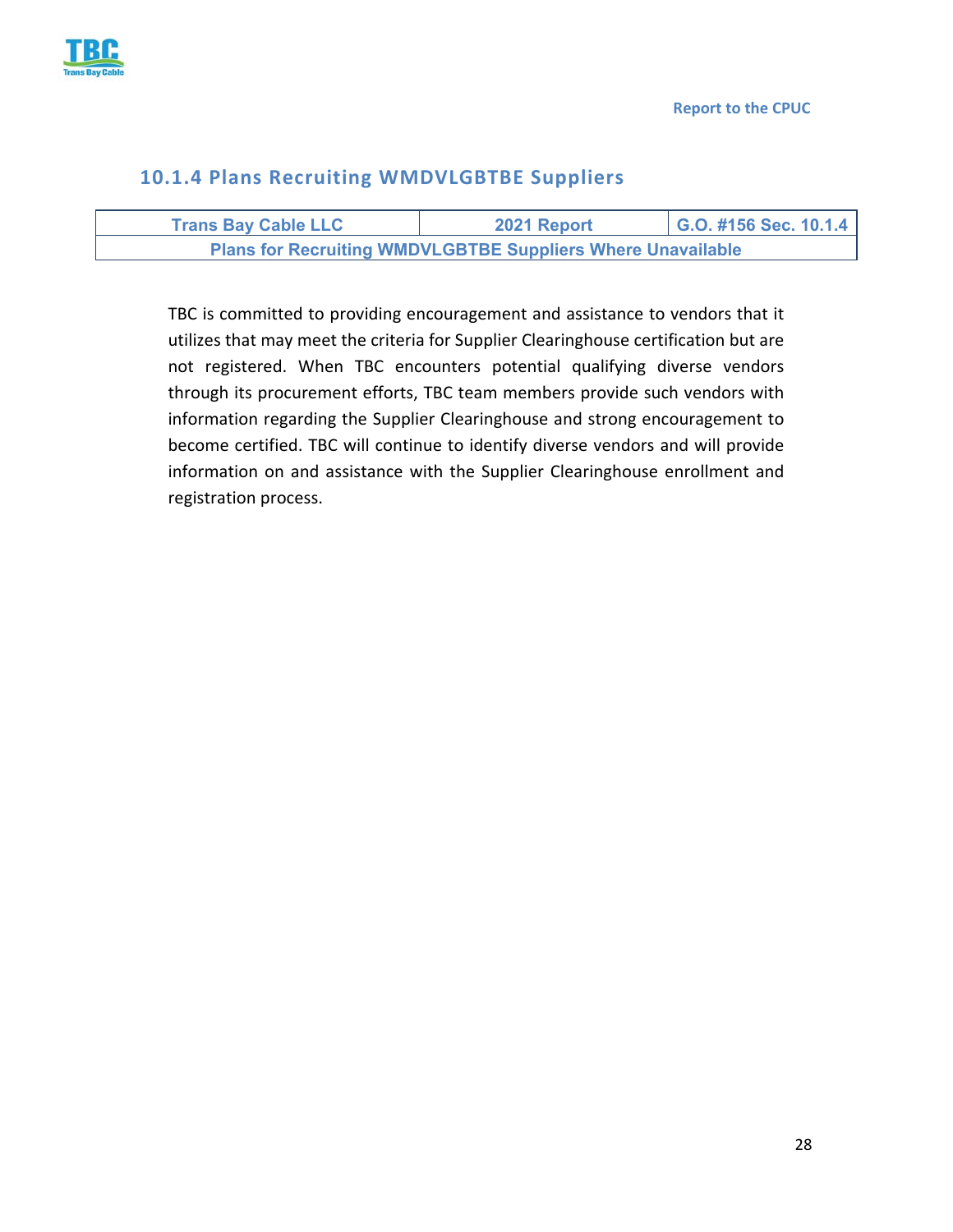### 10.1.4 Plans Recruiting WMDVLGBTBE Suppliers

| Trans Bay Cable LLC | 2021 Report | G.O. #156 Sec. 10.1.4 |
|---|---|---|
| Plans for Recruiting WMDVLGBTBE Suppliers Where Unavailable | | |

TBC is committed to providing encouragement and assistance to vendors that it utilizes that may meet the criteria for Supplier Clearinghouse certification but are not registered. When TBC encounters potential qualifying diverse vendors through its procurement efforts, TBC team members provide such vendors with information regarding the Supplier Clearinghouse and strong encouragement to become certified. TBC will continue to identify diverse vendors and will provide information on and assistance with the Supplier Clearinghouse enrollment and registration process.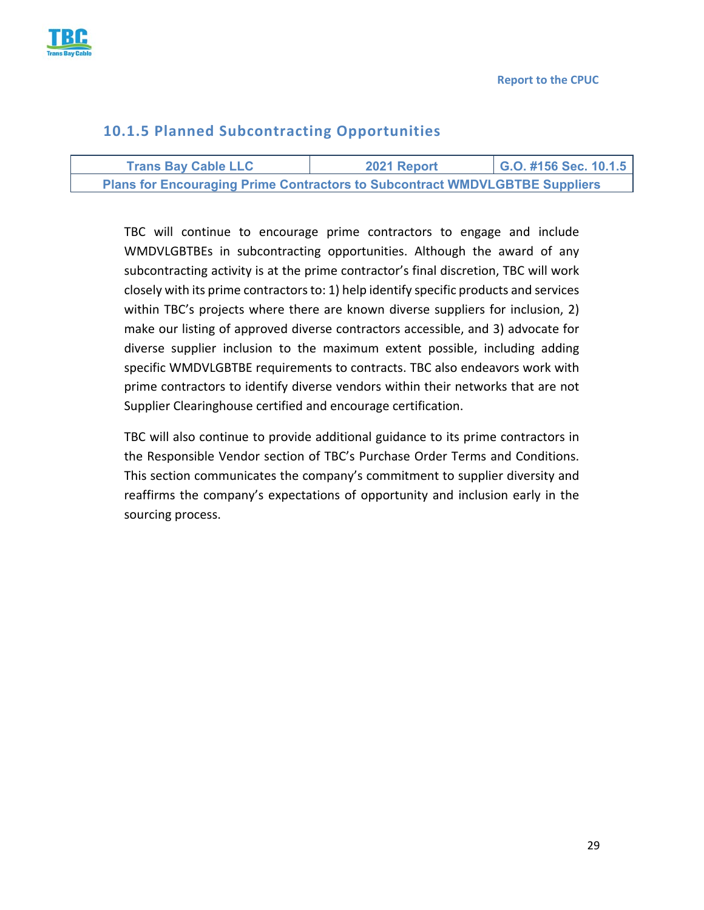### 10.1.5 Planned Subcontracting Opportunities

| Trans Bay Cable LLC | 2021 Report | G.O. #156 Sec. 10.1.5 |
|---|---|---|
| Plans for Encouraging Prime Contractors to Subcontract WMDVLGBTBE Suppliers | | |

TBC will continue to encourage prime contractors to engage and include WMDVLGBTBEs in subcontracting opportunities. Although the award of any subcontracting activity is at the prime contractor's final discretion, TBC will work closely with its prime contractors to: 1) help identify specific products and services within TBC's projects where there are known diverse suppliers for inclusion, 2) make our listing of approved diverse contractors accessible, and 3) advocate for diverse supplier inclusion to the maximum extent possible, including adding specific WMDVLGBTBE requirements to contracts. TBC also endeavors work with prime contractors to identify diverse vendors within their networks that are not Supplier Clearinghouse certified and encourage certification.

TBC will also continue to provide additional guidance to its prime contractors in the Responsible Vendor section of TBC's Purchase Order Terms and Conditions. This section communicates the company's commitment to supplier diversity and reaffirms the company's expectations of opportunity and inclusion early in the sourcing process.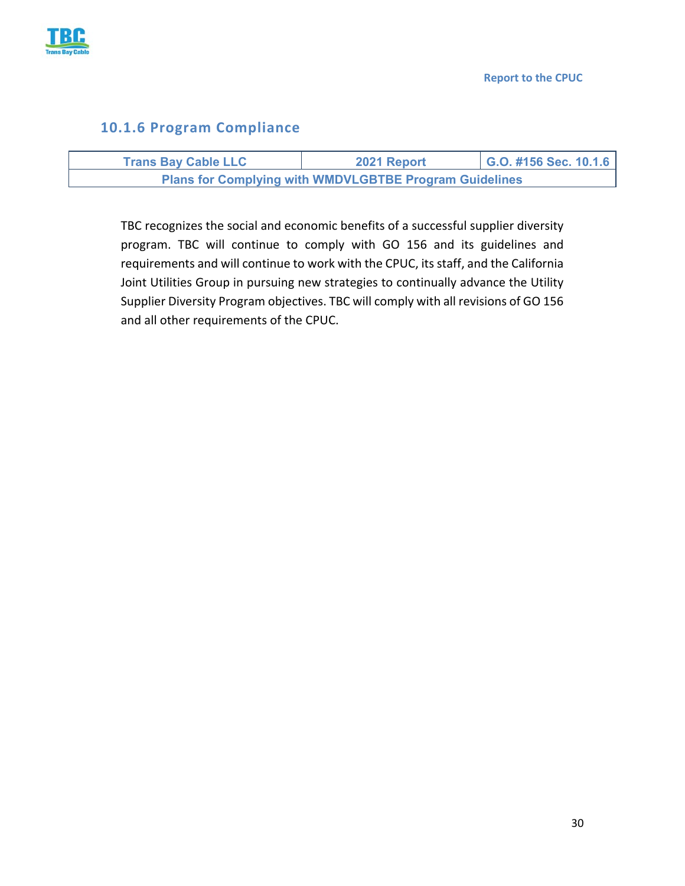### 10.1.6 Program Compliance

| Trans Bay Cable LLC | 2021 Report | G.O. #156 Sec. 10.1.6 |
|---|---|---|
| Plans for Complying with WMDVLGBTBE Program Guidelines | | |

TBC recognizes the social and economic benefits of a successful supplier diversity program. TBC will continue to comply with GO 156 and its guidelines and requirements and will continue to work with the CPUC, its staff, and the California Joint Utilities Group in pursuing new strategies to continually advance the Utility Supplier Diversity Program objectives. TBC will comply with all revisions of GO 156 and all other requirements of the CPUC.